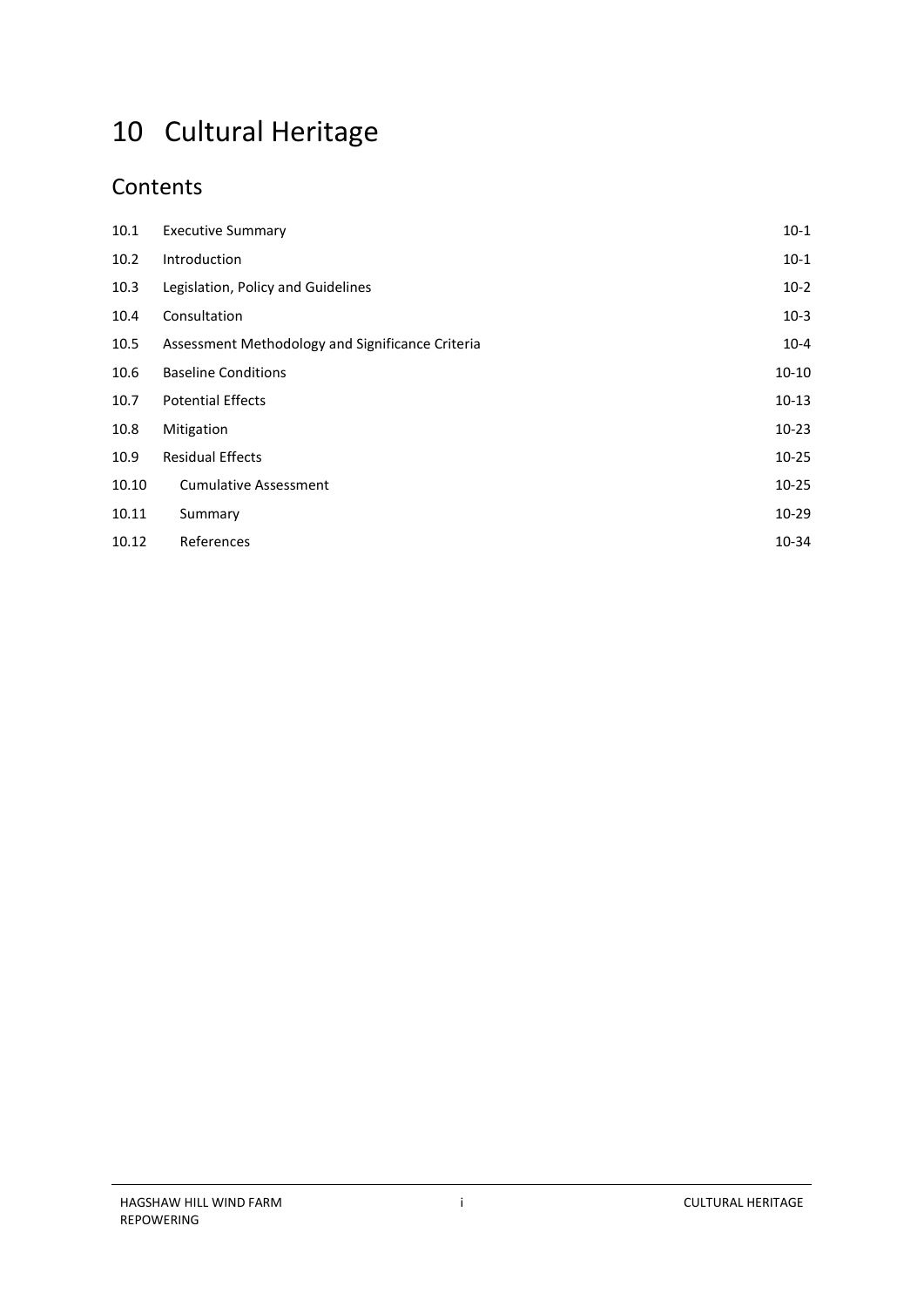# 10 Cultural Heritage

## Contents

| | | |
|---|---|---|
| 10.1 | Executive Summary | 10-1 |
| 10.2 | Introduction | 10-1 |
| 10.3 | Legislation, Policy and Guidelines | 10-2 |
| 10.4 | Consultation | 10-3 |
| 10.5 | Assessment Methodology and Significance Criteria | 10-4 |
| 10.6 | Baseline Conditions | 10-10 |
| 10.7 | Potential Effects | 10-13 |
| 10.8 | Mitigation | 10-23 |
| 10.9 | Residual Effects | 10-25 |
| 10.10 | Cumulative Assessment | 10-25 |
| 10.11 | Summary | 10-29 |
| 10.12 | References | 10-34 |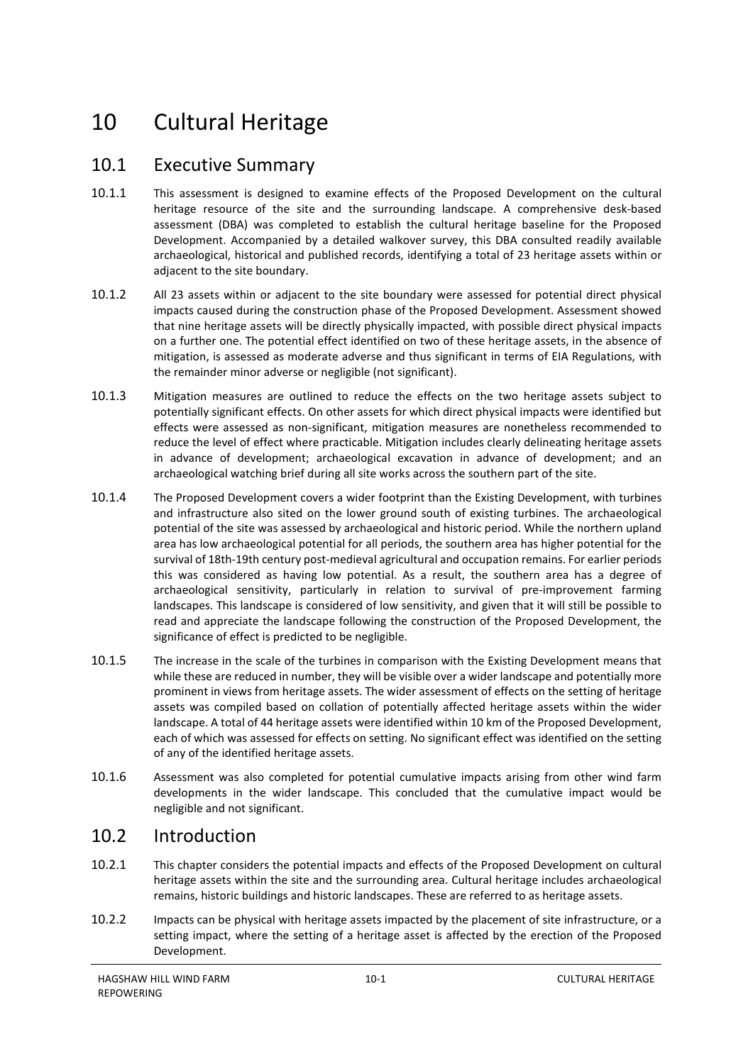# 10 Cultural Heritage

## 10.1 Executive Summary

10.1.1 This assessment is designed to examine effects of the Proposed Development on the cultural heritage resource of the site and the surrounding landscape. A comprehensive desk-based assessment (DBA) was completed to establish the cultural heritage baseline for the Proposed Development. Accompanied by a detailed walkover survey, this DBA consulted readily available archaeological, historical and published records, identifying a total of 23 heritage assets within or adjacent to the site boundary.

10.1.2 All 23 assets within or adjacent to the site boundary were assessed for potential direct physical impacts caused during the construction phase of the Proposed Development. Assessment showed that nine heritage assets will be directly physically impacted, with possible direct physical impacts on a further one. The potential effect identified on two of these heritage assets, in the absence of mitigation, is assessed as moderate adverse and thus significant in terms of EIA Regulations, with the remainder minor adverse or negligible (not significant).

10.1.3 Mitigation measures are outlined to reduce the effects on the two heritage assets subject to potentially significant effects. On other assets for which direct physical impacts were identified but effects were assessed as non-significant, mitigation measures are nonetheless recommended to reduce the level of effect where practicable. Mitigation includes clearly delineating heritage assets in advance of development; archaeological excavation in advance of development; and an archaeological watching brief during all site works across the southern part of the site.

10.1.4 The Proposed Development covers a wider footprint than the Existing Development, with turbines and infrastructure also sited on the lower ground south of existing turbines. The archaeological potential of the site was assessed by archaeological and historic period. While the northern upland area has low archaeological potential for all periods, the southern area has higher potential for the survival of 18th-19th century post-medieval agricultural and occupation remains. For earlier periods this was considered as having low potential. As a result, the southern area has a degree of archaeological sensitivity, particularly in relation to survival of pre-improvement farming landscapes. This landscape is considered of low sensitivity, and given that it will still be possible to read and appreciate the landscape following the construction of the Proposed Development, the significance of effect is predicted to be negligible.

10.1.5 The increase in the scale of the turbines in comparison with the Existing Development means that while these are reduced in number, they will be visible over a wider landscape and potentially more prominent in views from heritage assets. The wider assessment of effects on the setting of heritage assets was compiled based on collation of potentially affected heritage assets within the wider landscape. A total of 44 heritage assets were identified within 10 km of the Proposed Development, each of which was assessed for effects on setting. No significant effect was identified on the setting of any of the identified heritage assets.

10.1.6 Assessment was also completed for potential cumulative impacts arising from other wind farm developments in the wider landscape. This concluded that the cumulative impact would be negligible and not significant.

## 10.2 Introduction

10.2.1 This chapter considers the potential impacts and effects of the Proposed Development on cultural heritage assets within the site and the surrounding area. Cultural heritage includes archaeological remains, historic buildings and historic landscapes. These are referred to as heritage assets.

10.2.2 Impacts can be physical with heritage assets impacted by the placement of site infrastructure, or a setting impact, where the setting of a heritage asset is affected by the erection of the Proposed Development.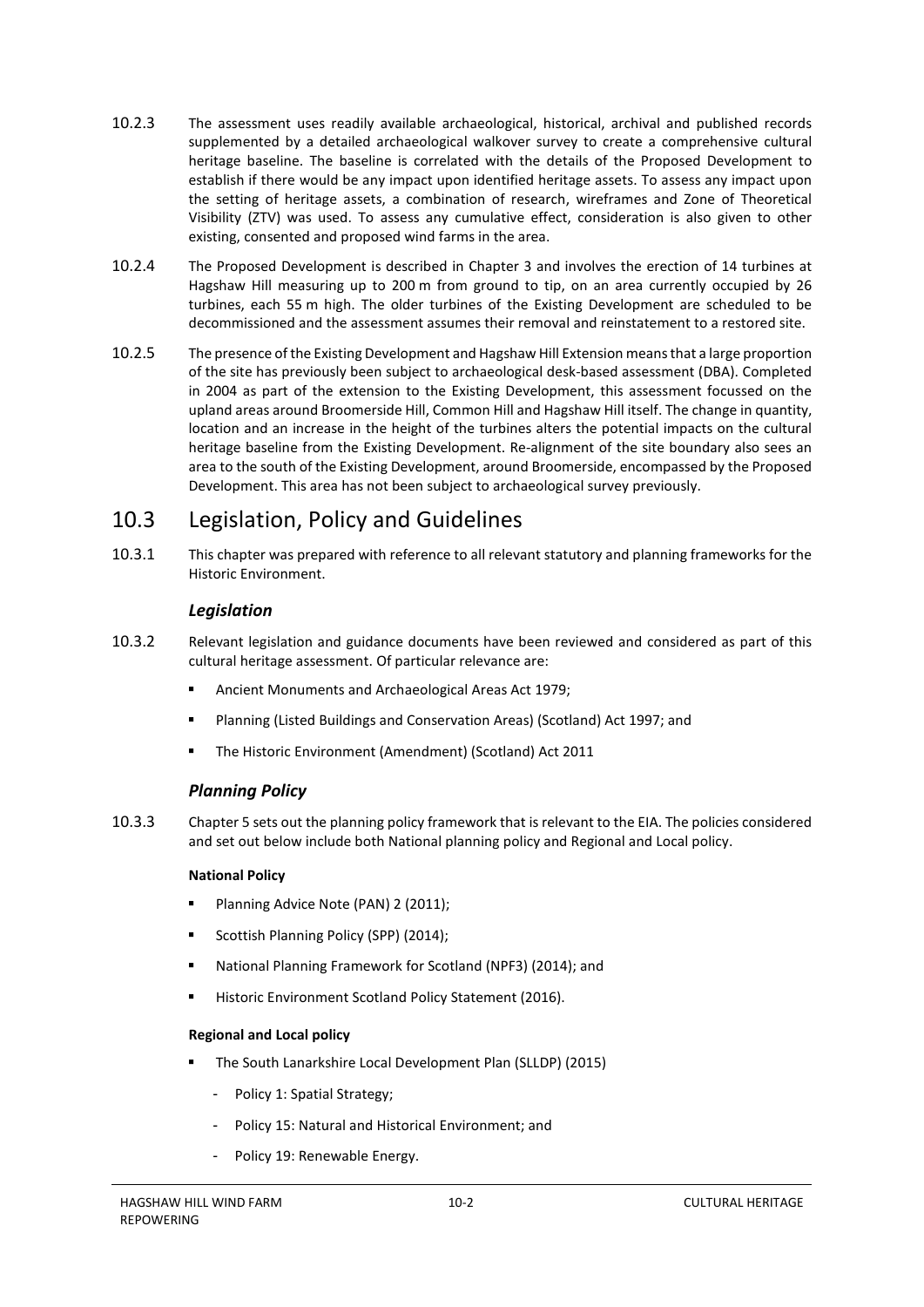10.2.3 The assessment uses readily available archaeological, historical, archival and published records supplemented by a detailed archaeological walkover survey to create a comprehensive cultural heritage baseline. The baseline is correlated with the details of the Proposed Development to establish if there would be any impact upon identified heritage assets. To assess any impact upon the setting of heritage assets, a combination of research, wireframes and Zone of Theoretical Visibility (ZTV) was used. To assess any cumulative effect, consideration is also given to other existing, consented and proposed wind farms in the area.

10.2.4 The Proposed Development is described in Chapter 3 and involves the erection of 14 turbines at Hagshaw Hill measuring up to 200 m from ground to tip, on an area currently occupied by 26 turbines, each 55 m high. The older turbines of the Existing Development are scheduled to be decommissioned and the assessment assumes their removal and reinstatement to a restored site.

10.2.5 The presence of the Existing Development and Hagshaw Hill Extension means that a large proportion of the site has previously been subject to archaeological desk-based assessment (DBA). Completed in 2004 as part of the extension to the Existing Development, this assessment focussed on the upland areas around Broomerside Hill, Common Hill and Hagshaw Hill itself. The change in quantity, location and an increase in the height of the turbines alters the potential impacts on the cultural heritage baseline from the Existing Development. Re-alignment of the site boundary also sees an area to the south of the Existing Development, around Broomerside, encompassed by the Proposed Development. This area has not been subject to archaeological survey previously.

## 10.3 Legislation, Policy and Guidelines

10.3.1 This chapter was prepared with reference to all relevant statutory and planning frameworks for the Historic Environment.

### *Legislation*

10.3.2 Relevant legislation and guidance documents have been reviewed and considered as part of this cultural heritage assessment. Of particular relevance are:

- Ancient Monuments and Archaeological Areas Act 1979;
- Planning (Listed Buildings and Conservation Areas) (Scotland) Act 1997; and
- The Historic Environment (Amendment) (Scotland) Act 2011

### *Planning Policy*

10.3.3 Chapter 5 sets out the planning policy framework that is relevant to the EIA. The policies considered and set out below include both National planning policy and Regional and Local policy.

**National Policy**

- Planning Advice Note (PAN) 2 (2011);
- Scottish Planning Policy (SPP) (2014);
- National Planning Framework for Scotland (NPF3) (2014); and
- Historic Environment Scotland Policy Statement (2016).

**Regional and Local policy**

- The South Lanarkshire Local Development Plan (SLLDP) (2015)
  - Policy 1: Spatial Strategy;
  - Policy 15: Natural and Historical Environment; and
  - Policy 19: Renewable Energy.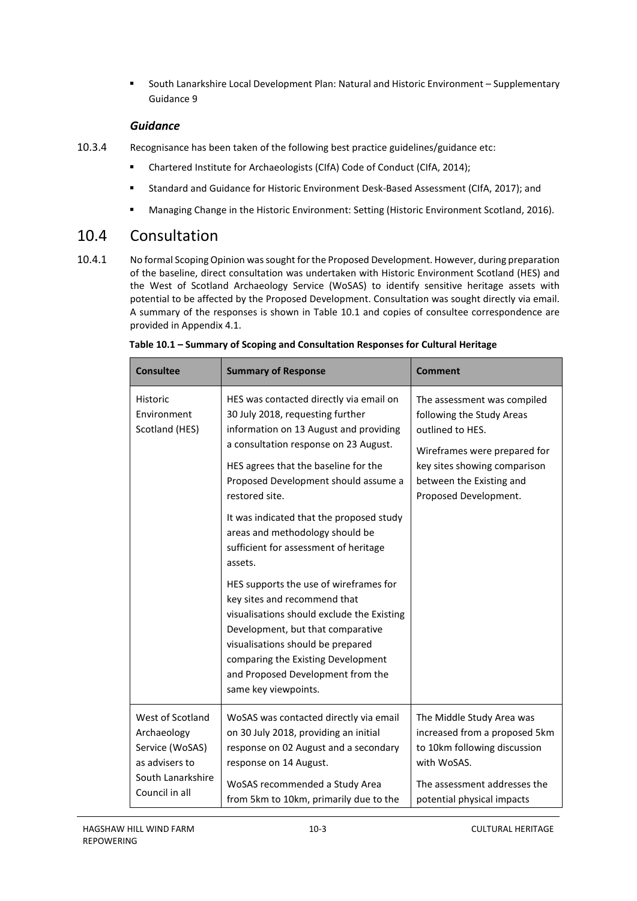- South Lanarkshire Local Development Plan: Natural and Historic Environment – Supplementary Guidance 9

### *Guidance*

10.3.4 Recognisance has been taken of the following best practice guidelines/guidance etc:

- Chartered Institute for Archaeologists (CIfA) Code of Conduct (CIfA, 2014);
- Standard and Guidance for Historic Environment Desk-Based Assessment (CIfA, 2017); and
- Managing Change in the Historic Environment: Setting (Historic Environment Scotland, 2016).

## 10.4 Consultation

10.4.1 No formal Scoping Opinion was sought for the Proposed Development. However, during preparation of the baseline, direct consultation was undertaken with Historic Environment Scotland (HES) and the West of Scotland Archaeology Service (WoSAS) to identify sensitive heritage assets with potential to be affected by the Proposed Development. Consultation was sought directly via email. A summary of the responses is shown in Table 10.1 and copies of consultee correspondence are provided in Appendix 4.1.

**Table 10.1 – Summary of Scoping and Consultation Responses for Cultural Heritage**

| Consultee | Summary of Response | Comment |
|---|---|---|
| Historic Environment Scotland (HES) | HES was contacted directly via email on 30 July 2018, requesting further information on 13 August and providing a consultation response on 23 August.<br><br>HES agrees that the baseline for the Proposed Development should assume a restored site.<br><br>It was indicated that the proposed study areas and methodology should be sufficient for assessment of heritage assets.<br><br>HES supports the use of wireframes for key sites and recommend that visualisations should exclude the Existing Development, but that comparative visualisations should be prepared comparing the Existing Development and Proposed Development from the same key viewpoints. | The assessment was compiled following the Study Areas outlined to HES.<br><br>Wireframes were prepared for key sites showing comparison between the Existing and Proposed Development. |
| West of Scotland Archaeology Service (WoSAS) as advisers to South Lanarkshire Council in all | WoSAS was contacted directly via email on 30 July 2018, providing an initial response on 02 August and a secondary response on 14 August.<br><br>WoSAS recommended a Study Area from 5km to 10km, primarily due to the | The Middle Study Area was increased from a proposed 5km to 10km following discussion with WoSAS.<br><br>The assessment addresses the potential physical impacts |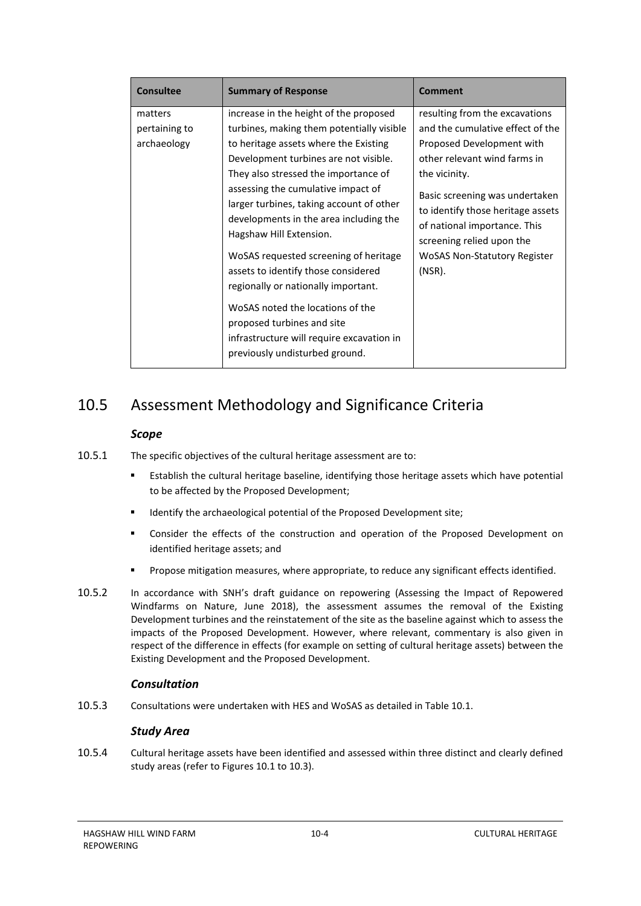| Consultee | Summary of Response | Comment |
| --- | --- | --- |
| matters pertaining to archaeology | increase in the height of the proposed turbines, making them potentially visible to heritage assets where the Existing Development turbines are not visible. They also stressed the importance of assessing the cumulative impact of larger turbines, taking account of other developments in the area including the Hagshaw Hill Extension.<br><br>WoSAS requested screening of heritage assets to identify those considered regionally or nationally important.<br><br>WoSAS noted the locations of the proposed turbines and site infrastructure will require excavation in previously undisturbed ground. | resulting from the excavations and the cumulative effect of the Proposed Development with other relevant wind farms in the vicinity.<br><br>Basic screening was undertaken to identify those heritage assets of national importance. This screening relied upon the WoSAS Non-Statutory Register (NSR). |

## 10.5 Assessment Methodology and Significance Criteria

### *Scope*

10.5.1 The specific objectives of the cultural heritage assessment are to:

- Establish the cultural heritage baseline, identifying those heritage assets which have potential to be affected by the Proposed Development;
- Identify the archaeological potential of the Proposed Development site;
- Consider the effects of the construction and operation of the Proposed Development on identified heritage assets; and
- Propose mitigation measures, where appropriate, to reduce any significant effects identified.

10.5.2 In accordance with SNH's draft guidance on repowering (Assessing the Impact of Repowered Windfarms on Nature, June 2018), the assessment assumes the removal of the Existing Development turbines and the reinstatement of the site as the baseline against which to assess the impacts of the Proposed Development. However, where relevant, commentary is also given in respect of the difference in effects (for example on setting of cultural heritage assets) between the Existing Development and the Proposed Development.

### *Consultation*

10.5.3 Consultations were undertaken with HES and WoSAS as detailed in Table 10.1.

### *Study Area*

10.5.4 Cultural heritage assets have been identified and assessed within three distinct and clearly defined study areas (refer to Figures 10.1 to 10.3).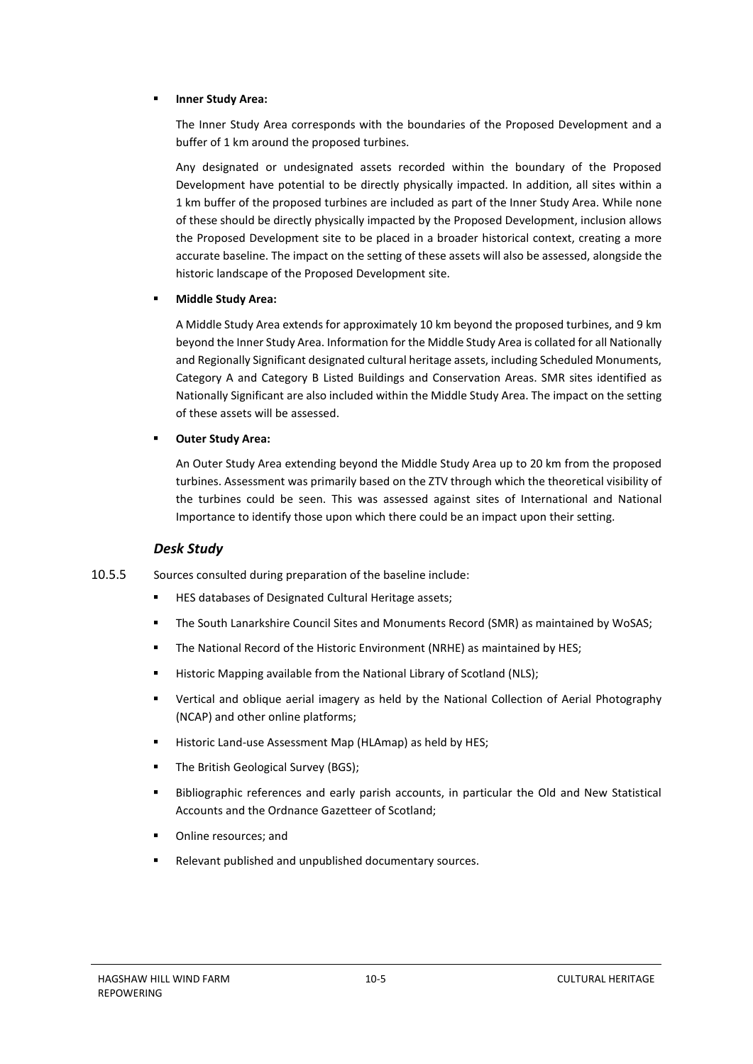- **Inner Study Area:**

  The Inner Study Area corresponds with the boundaries of the Proposed Development and a buffer of 1 km around the proposed turbines.

  Any designated or undesignated assets recorded within the boundary of the Proposed Development have potential to be directly physically impacted. In addition, all sites within a 1 km buffer of the proposed turbines are included as part of the Inner Study Area. While none of these should be directly physically impacted by the Proposed Development, inclusion allows the Proposed Development site to be placed in a broader historical context, creating a more accurate baseline. The impact on the setting of these assets will also be assessed, alongside the historic landscape of the Proposed Development site.

- **Middle Study Area:**

  A Middle Study Area extends for approximately 10 km beyond the proposed turbines, and 9 km beyond the Inner Study Area. Information for the Middle Study Area is collated for all Nationally and Regionally Significant designated cultural heritage assets, including Scheduled Monuments, Category A and Category B Listed Buildings and Conservation Areas. SMR sites identified as Nationally Significant are also included within the Middle Study Area. The impact on the setting of these assets will be assessed.

- **Outer Study Area:**

  An Outer Study Area extending beyond the Middle Study Area up to 20 km from the proposed turbines. Assessment was primarily based on the ZTV through which the theoretical visibility of the turbines could be seen. This was assessed against sites of International and National Importance to identify those upon which there could be an impact upon their setting.

### *Desk Study*

10.5.5 Sources consulted during preparation of the baseline include:

- HES databases of Designated Cultural Heritage assets;
- The South Lanarkshire Council Sites and Monuments Record (SMR) as maintained by WoSAS;
- The National Record of the Historic Environment (NRHE) as maintained by HES;
- Historic Mapping available from the National Library of Scotland (NLS);
- Vertical and oblique aerial imagery as held by the National Collection of Aerial Photography (NCAP) and other online platforms;
- Historic Land-use Assessment Map (HLAmap) as held by HES;
- The British Geological Survey (BGS);
- Bibliographic references and early parish accounts, in particular the Old and New Statistical Accounts and the Ordnance Gazetteer of Scotland;
- Online resources; and
- Relevant published and unpublished documentary sources.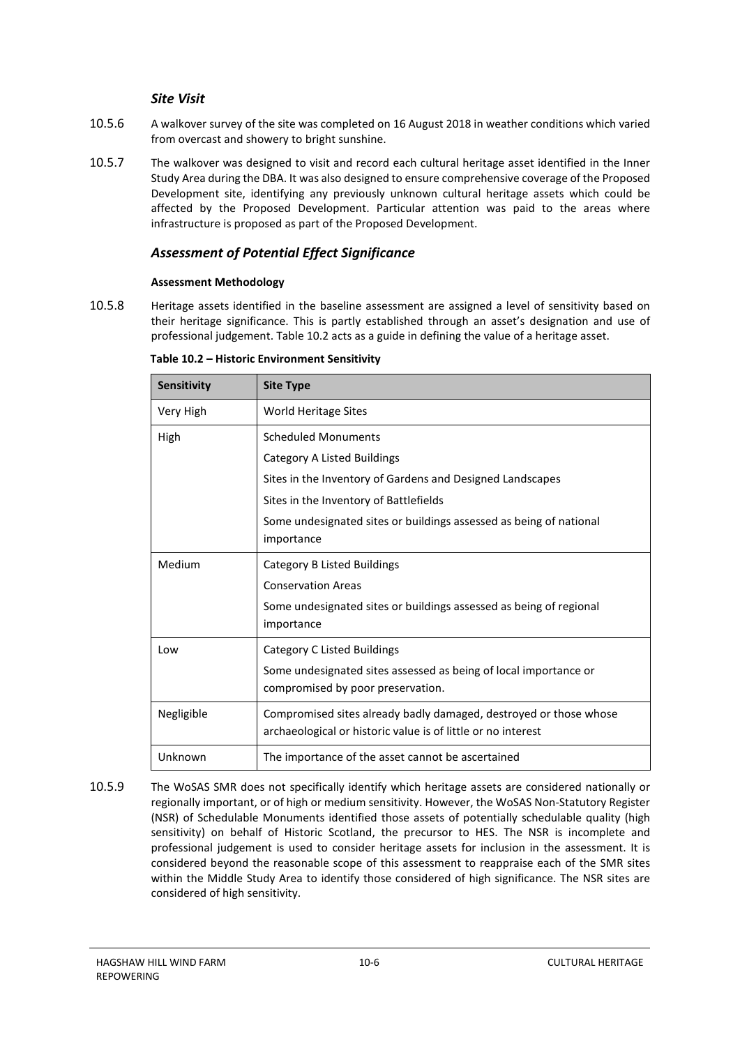### *Site Visit*

10.5.6 A walkover survey of the site was completed on 16 August 2018 in weather conditions which varied from overcast and showery to bright sunshine.

10.5.7 The walkover was designed to visit and record each cultural heritage asset identified in the Inner Study Area during the DBA. It was also designed to ensure comprehensive coverage of the Proposed Development site, identifying any previously unknown cultural heritage assets which could be affected by the Proposed Development. Particular attention was paid to the areas where infrastructure is proposed as part of the Proposed Development.

### *Assessment of Potential Effect Significance*

**Assessment Methodology**

10.5.8 Heritage assets identified in the baseline assessment are assigned a level of sensitivity based on their heritage significance. This is partly established through an asset's designation and use of professional judgement. Table 10.2 acts as a guide in defining the value of a heritage asset.

**Table 10.2 – Historic Environment Sensitivity**

| Sensitivity | Site Type |
|---|---|
| Very High | World Heritage Sites |
| High | Scheduled Monuments<br>Category A Listed Buildings<br>Sites in the Inventory of Gardens and Designed Landscapes<br>Sites in the Inventory of Battlefields<br>Some undesignated sites or buildings assessed as being of national importance |
| Medium | Category B Listed Buildings<br>Conservation Areas<br>Some undesignated sites or buildings assessed as being of regional importance |
| Low | Category C Listed Buildings<br>Some undesignated sites assessed as being of local importance or compromised by poor preservation. |
| Negligible | Compromised sites already badly damaged, destroyed or those whose archaeological or historic value is of little or no interest |
| Unknown | The importance of the asset cannot be ascertained |

10.5.9 The WoSAS SMR does not specifically identify which heritage assets are considered nationally or regionally important, or of high or medium sensitivity. However, the WoSAS Non-Statutory Register (NSR) of Schedulable Monuments identified those assets of potentially schedulable quality (high sensitivity) on behalf of Historic Scotland, the precursor to HES. The NSR is incomplete and professional judgement is used to consider heritage assets for inclusion in the assessment. It is considered beyond the reasonable scope of this assessment to reappraise each of the SMR sites within the Middle Study Area to identify those considered of high significance. The NSR sites are considered of high sensitivity.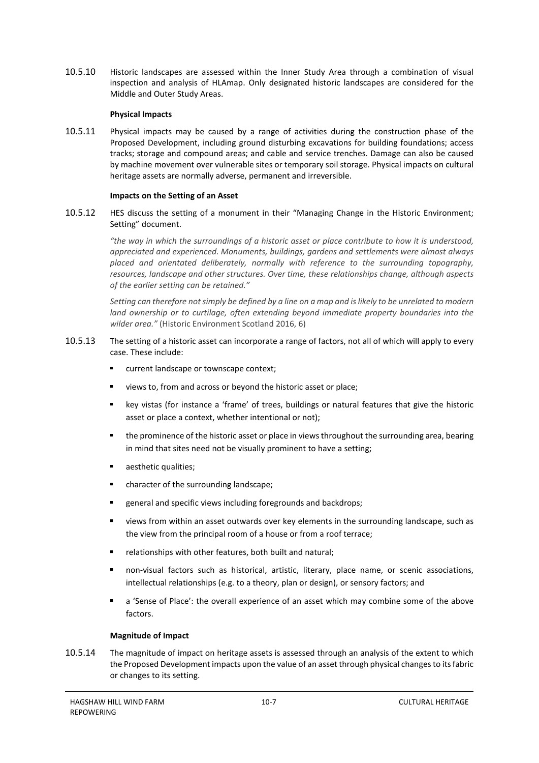10.5.10 Historic landscapes are assessed within the Inner Study Area through a combination of visual inspection and analysis of HLAmap. Only designated historic landscapes are considered for the Middle and Outer Study Areas.

**Physical Impacts**

10.5.11 Physical impacts may be caused by a range of activities during the construction phase of the Proposed Development, including ground disturbing excavations for building foundations; access tracks; storage and compound areas; and cable and service trenches. Damage can also be caused by machine movement over vulnerable sites or temporary soil storage. Physical impacts on cultural heritage assets are normally adverse, permanent and irreversible.

**Impacts on the Setting of an Asset**

10.5.12 HES discuss the setting of a monument in their "Managing Change in the Historic Environment; Setting" document.

> *"the way in which the surroundings of a historic asset or place contribute to how it is understood, appreciated and experienced. Monuments, buildings, gardens and settlements were almost always placed and orientated deliberately, normally with reference to the surrounding topography, resources, landscape and other structures. Over time, these relationships change, although aspects of the earlier setting can be retained."*
>
> *Setting can therefore not simply be defined by a line on a map and is likely to be unrelated to modern land ownership or to curtilage, often extending beyond immediate property boundaries into the wilder area."* (Historic Environment Scotland 2016, 6)

10.5.13 The setting of a historic asset can incorporate a range of factors, not all of which will apply to every case. These include:

- current landscape or townscape context;
- views to, from and across or beyond the historic asset or place;
- key vistas (for instance a 'frame' of trees, buildings or natural features that give the historic asset or place a context, whether intentional or not);
- the prominence of the historic asset or place in views throughout the surrounding area, bearing in mind that sites need not be visually prominent to have a setting;
- aesthetic qualities;
- character of the surrounding landscape;
- general and specific views including foregrounds and backdrops;
- views from within an asset outwards over key elements in the surrounding landscape, such as the view from the principal room of a house or from a roof terrace;
- relationships with other features, both built and natural;
- non-visual factors such as historical, artistic, literary, place name, or scenic associations, intellectual relationships (e.g. to a theory, plan or design), or sensory factors; and
- a 'Sense of Place': the overall experience of an asset which may combine some of the above factors.

**Magnitude of Impact**

10.5.14 The magnitude of impact on heritage assets is assessed through an analysis of the extent to which the Proposed Development impacts upon the value of an asset through physical changes to its fabric or changes to its setting.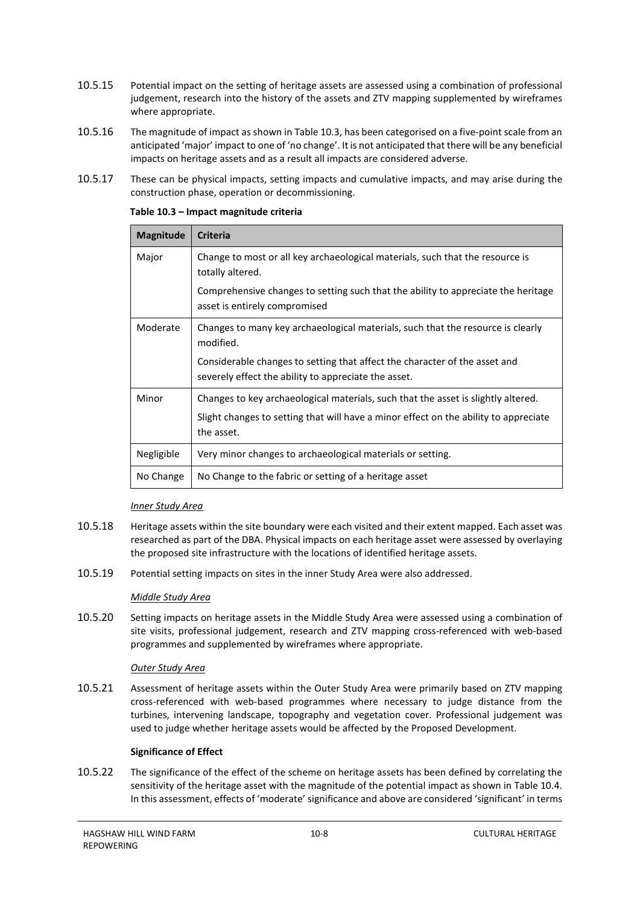10.5.15 Potential impact on the setting of heritage assets are assessed using a combination of professional judgement, research into the history of the assets and ZTV mapping supplemented by wireframes where appropriate.

10.5.16 The magnitude of impact as shown in Table 10.3, has been categorised on a five-point scale from an anticipated 'major' impact to one of 'no change'. It is not anticipated that there will be any beneficial impacts on heritage assets and as a result all impacts are considered adverse.

10.5.17 These can be physical impacts, setting impacts and cumulative impacts, and may arise during the construction phase, operation or decommissioning.

**Table 10.3 – Impact magnitude criteria**

| Magnitude | Criteria |
|---|---|
| Major | Change to most or all key archaeological materials, such that the resource is totally altered.<br><br>Comprehensive changes to setting such that the ability to appreciate the heritage asset is entirely compromised |
| Moderate | Changes to many key archaeological materials, such that the resource is clearly modified.<br><br>Considerable changes to setting that affect the character of the asset and severely effect the ability to appreciate the asset. |
| Minor | Changes to key archaeological materials, such that the asset is slightly altered.<br><br>Slight changes to setting that will have a minor effect on the ability to appreciate the asset. |
| Negligible | Very minor changes to archaeological materials or setting. |
| No Change | No Change to the fabric or setting of a heritage asset |

*Inner Study Area*

10.5.18 Heritage assets within the site boundary were each visited and their extent mapped. Each asset was researched as part of the DBA. Physical impacts on each heritage asset were assessed by overlaying the proposed site infrastructure with the locations of identified heritage assets.

10.5.19 Potential setting impacts on sites in the inner Study Area were also addressed.

*Middle Study Area*

10.5.20 Setting impacts on heritage assets in the Middle Study Area were assessed using a combination of site visits, professional judgement, research and ZTV mapping cross-referenced with web-based programmes and supplemented by wireframes where appropriate.

*Outer Study Area*

10.5.21 Assessment of heritage assets within the Outer Study Area were primarily based on ZTV mapping cross-referenced with web-based programmes where necessary to judge distance from the turbines, intervening landscape, topography and vegetation cover. Professional judgement was used to judge whether heritage assets would be affected by the Proposed Development.

**Significance of Effect**

10.5.22 The significance of the effect of the scheme on heritage assets has been defined by correlating the sensitivity of the heritage asset with the magnitude of the potential impact as shown in Table 10.4. In this assessment, effects of 'moderate' significance and above are considered 'significant' in terms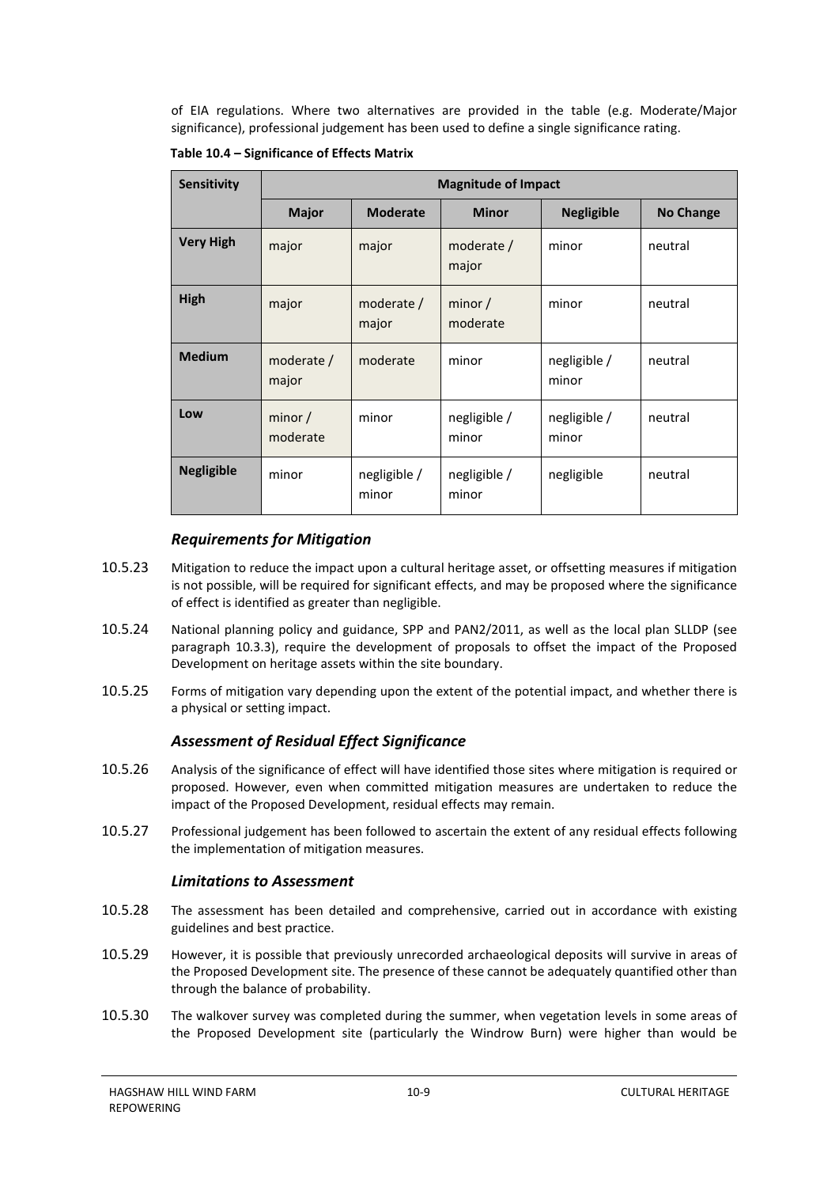of EIA regulations. Where two alternatives are provided in the table (e.g. Moderate/Major significance), professional judgement has been used to define a single significance rating.

**Table 10.4 – Significance of Effects Matrix**

| Sensitivity | Magnitude of Impact | | | | |
|---|---|---|---|---|---|
| | **Major** | **Moderate** | **Minor** | **Negligible** | **No Change** |
| **Very High** | major | major | moderate / major | minor | neutral |
| **High** | major | moderate / major | minor / moderate | minor | neutral |
| **Medium** | moderate / major | moderate | minor | negligible / minor | neutral |
| **Low** | minor / moderate | minor | negligible / minor | negligible / minor | neutral |
| **Negligible** | minor | negligible / minor | negligible / minor | negligible | neutral |

### *Requirements for Mitigation*

10.5.23 Mitigation to reduce the impact upon a cultural heritage asset, or offsetting measures if mitigation is not possible, will be required for significant effects, and may be proposed where the significance of effect is identified as greater than negligible.

10.5.24 National planning policy and guidance, SPP and PAN2/2011, as well as the local plan SLLDP (see paragraph 10.3.3), require the development of proposals to offset the impact of the Proposed Development on heritage assets within the site boundary.

10.5.25 Forms of mitigation vary depending upon the extent of the potential impact, and whether there is a physical or setting impact.

### *Assessment of Residual Effect Significance*

10.5.26 Analysis of the significance of effect will have identified those sites where mitigation is required or proposed. However, even when committed mitigation measures are undertaken to reduce the impact of the Proposed Development, residual effects may remain.

10.5.27 Professional judgement has been followed to ascertain the extent of any residual effects following the implementation of mitigation measures.

### *Limitations to Assessment*

10.5.28 The assessment has been detailed and comprehensive, carried out in accordance with existing guidelines and best practice.

10.5.29 However, it is possible that previously unrecorded archaeological deposits will survive in areas of the Proposed Development site. The presence of these cannot be adequately quantified other than through the balance of probability.

10.5.30 The walkover survey was completed during the summer, when vegetation levels in some areas of the Proposed Development site (particularly the Windrow Burn) were higher than would be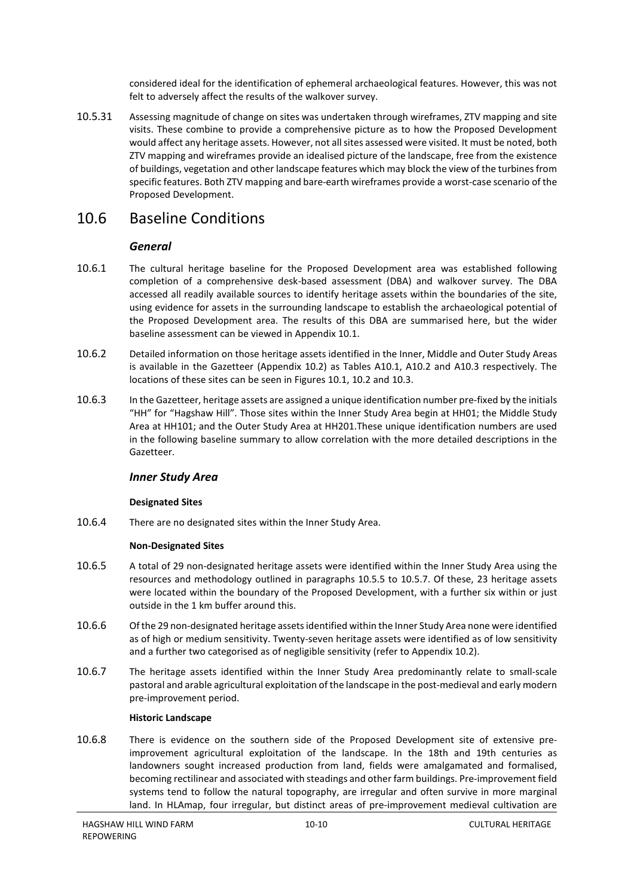considered ideal for the identification of ephemeral archaeological features. However, this was not felt to adversely affect the results of the walkover survey.

10.5.31 Assessing magnitude of change on sites was undertaken through wireframes, ZTV mapping and site visits. These combine to provide a comprehensive picture as to how the Proposed Development would affect any heritage assets. However, not all sites assessed were visited. It must be noted, both ZTV mapping and wireframes provide an idealised picture of the landscape, free from the existence of buildings, vegetation and other landscape features which may block the view of the turbines from specific features. Both ZTV mapping and bare-earth wireframes provide a worst-case scenario of the Proposed Development.

## 10.6 Baseline Conditions

### *General*

10.6.1 The cultural heritage baseline for the Proposed Development area was established following completion of a comprehensive desk-based assessment (DBA) and walkover survey. The DBA accessed all readily available sources to identify heritage assets within the boundaries of the site, using evidence for assets in the surrounding landscape to establish the archaeological potential of the Proposed Development area. The results of this DBA are summarised here, but the wider baseline assessment can be viewed in Appendix 10.1.

10.6.2 Detailed information on those heritage assets identified in the Inner, Middle and Outer Study Areas is available in the Gazetteer (Appendix 10.2) as Tables A10.1, A10.2 and A10.3 respectively. The locations of these sites can be seen in Figures 10.1, 10.2 and 10.3.

10.6.3 In the Gazetteer, heritage assets are assigned a unique identification number pre-fixed by the initials "HH" for "Hagshaw Hill". Those sites within the Inner Study Area begin at HH01; the Middle Study Area at HH101; and the Outer Study Area at HH201.These unique identification numbers are used in the following baseline summary to allow correlation with the more detailed descriptions in the Gazetteer.

### *Inner Study Area*

#### **Designated Sites**

10.6.4 There are no designated sites within the Inner Study Area.

#### **Non-Designated Sites**

10.6.5 A total of 29 non-designated heritage assets were identified within the Inner Study Area using the resources and methodology outlined in paragraphs 10.5.5 to 10.5.7. Of these, 23 heritage assets were located within the boundary of the Proposed Development, with a further six within or just outside in the 1 km buffer around this.

10.6.6 Of the 29 non-designated heritage assets identified within the Inner Study Area none were identified as of high or medium sensitivity. Twenty-seven heritage assets were identified as of low sensitivity and a further two categorised as of negligible sensitivity (refer to Appendix 10.2).

10.6.7 The heritage assets identified within the Inner Study Area predominantly relate to small-scale pastoral and arable agricultural exploitation of the landscape in the post-medieval and early modern pre-improvement period.

#### **Historic Landscape**

10.6.8 There is evidence on the southern side of the Proposed Development site of extensive pre-improvement agricultural exploitation of the landscape. In the 18th and 19th centuries as landowners sought increased production from land, fields were amalgamated and formalised, becoming rectilinear and associated with steadings and other farm buildings. Pre-improvement field systems tend to follow the natural topography, are irregular and often survive in more marginal land. In HLAmap, four irregular, but distinct areas of pre-improvement medieval cultivation are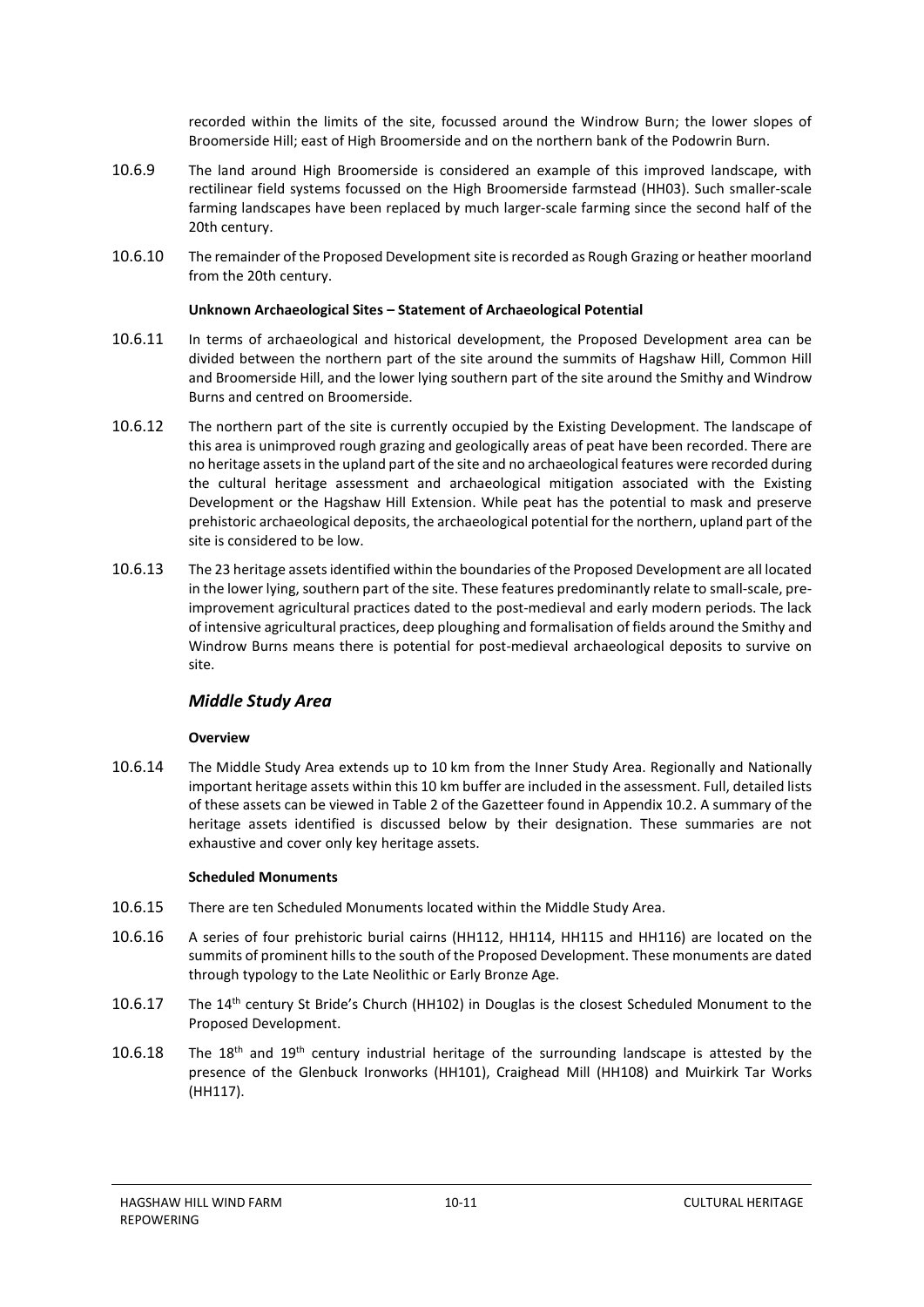recorded within the limits of the site, focussed around the Windrow Burn; the lower slopes of Broomerside Hill; east of High Broomerside and on the northern bank of the Podowrin Burn.

10.6.9 The land around High Broomerside is considered an example of this improved landscape, with rectilinear field systems focussed on the High Broomerside farmstead (HH03). Such smaller-scale farming landscapes have been replaced by much larger-scale farming since the second half of the 20th century.

10.6.10 The remainder of the Proposed Development site is recorded as Rough Grazing or heather moorland from the 20th century.

**Unknown Archaeological Sites – Statement of Archaeological Potential**

10.6.11 In terms of archaeological and historical development, the Proposed Development area can be divided between the northern part of the site around the summits of Hagshaw Hill, Common Hill and Broomerside Hill, and the lower lying southern part of the site around the Smithy and Windrow Burns and centred on Broomerside.

10.6.12 The northern part of the site is currently occupied by the Existing Development. The landscape of this area is unimproved rough grazing and geologically areas of peat have been recorded. There are no heritage assets in the upland part of the site and no archaeological features were recorded during the cultural heritage assessment and archaeological mitigation associated with the Existing Development or the Hagshaw Hill Extension. While peat has the potential to mask and preserve prehistoric archaeological deposits, the archaeological potential for the northern, upland part of the site is considered to be low.

10.6.13 The 23 heritage assets identified within the boundaries of the Proposed Development are all located in the lower lying, southern part of the site. These features predominantly relate to small-scale, pre-improvement agricultural practices dated to the post-medieval and early modern periods. The lack of intensive agricultural practices, deep ploughing and formalisation of fields around the Smithy and Windrow Burns means there is potential for post-medieval archaeological deposits to survive on site.

## *Middle Study Area*

**Overview**

10.6.14 The Middle Study Area extends up to 10 km from the Inner Study Area. Regionally and Nationally important heritage assets within this 10 km buffer are included in the assessment. Full, detailed lists of these assets can be viewed in Table 2 of the Gazetteer found in Appendix 10.2. A summary of the heritage assets identified is discussed below by their designation. These summaries are not exhaustive and cover only key heritage assets.

**Scheduled Monuments**

10.6.15 There are ten Scheduled Monuments located within the Middle Study Area.

10.6.16 A series of four prehistoric burial cairns (HH112, HH114, HH115 and HH116) are located on the summits of prominent hills to the south of the Proposed Development. These monuments are dated through typology to the Late Neolithic or Early Bronze Age.

10.6.17 The 14th century St Bride's Church (HH102) in Douglas is the closest Scheduled Monument to the Proposed Development.

10.6.18 The 18th and 19th century industrial heritage of the surrounding landscape is attested by the presence of the Glenbuck Ironworks (HH101), Craighead Mill (HH108) and Muirkirk Tar Works (HH117).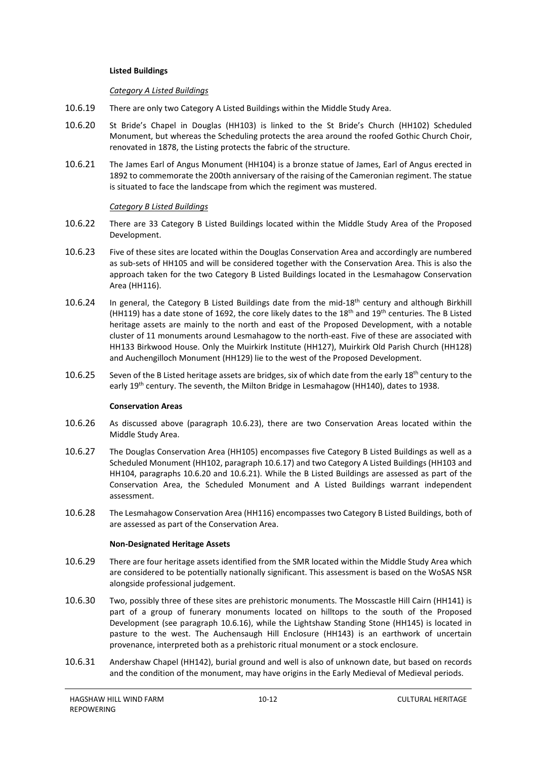**Listed Buildings**

*Category A Listed Buildings*

10.6.19 There are only two Category A Listed Buildings within the Middle Study Area.

10.6.20 St Bride's Chapel in Douglas (HH103) is linked to the St Bride's Church (HH102) Scheduled Monument, but whereas the Scheduling protects the area around the roofed Gothic Church Choir, renovated in 1878, the Listing protects the fabric of the structure.

10.6.21 The James Earl of Angus Monument (HH104) is a bronze statue of James, Earl of Angus erected in 1892 to commemorate the 200th anniversary of the raising of the Cameronian regiment. The statue is situated to face the landscape from which the regiment was mustered.

*Category B Listed Buildings*

10.6.22 There are 33 Category B Listed Buildings located within the Middle Study Area of the Proposed Development.

10.6.23 Five of these sites are located within the Douglas Conservation Area and accordingly are numbered as sub-sets of HH105 and will be considered together with the Conservation Area. This is also the approach taken for the two Category B Listed Buildings located in the Lesmahagow Conservation Area (HH116).

10.6.24 In general, the Category B Listed Buildings date from the mid-18th century and although Birkhill (HH119) has a date stone of 1692, the core likely dates to the 18th and 19th centuries. The B Listed heritage assets are mainly to the north and east of the Proposed Development, with a notable cluster of 11 monuments around Lesmahagow to the north-east. Five of these are associated with HH133 Birkwood House. Only the Muirkirk Institute (HH127), Muirkirk Old Parish Church (HH128) and Auchengilloch Monument (HH129) lie to the west of the Proposed Development.

10.6.25 Seven of the B Listed heritage assets are bridges, six of which date from the early 18th century to the early 19th century. The seventh, the Milton Bridge in Lesmahagow (HH140), dates to 1938.

**Conservation Areas**

10.6.26 As discussed above (paragraph 10.6.23), there are two Conservation Areas located within the Middle Study Area.

10.6.27 The Douglas Conservation Area (HH105) encompasses five Category B Listed Buildings as well as a Scheduled Monument (HH102, paragraph 10.6.17) and two Category A Listed Buildings (HH103 and HH104, paragraphs 10.6.20 and 10.6.21). While the B Listed Buildings are assessed as part of the Conservation Area, the Scheduled Monument and A Listed Buildings warrant independent assessment.

10.6.28 The Lesmahagow Conservation Area (HH116) encompasses two Category B Listed Buildings, both of are assessed as part of the Conservation Area.

**Non-Designated Heritage Assets**

10.6.29 There are four heritage assets identified from the SMR located within the Middle Study Area which are considered to be potentially nationally significant. This assessment is based on the WoSAS NSR alongside professional judgement.

10.6.30 Two, possibly three of these sites are prehistoric monuments. The Mosscastle Hill Cairn (HH141) is part of a group of funerary monuments located on hilltops to the south of the Proposed Development (see paragraph 10.6.16), while the Lightshaw Standing Stone (HH145) is located in pasture to the west. The Auchensaugh Hill Enclosure (HH143) is an earthwork of uncertain provenance, interpreted both as a prehistoric ritual monument or a stock enclosure.

10.6.31 Andershaw Chapel (HH142), burial ground and well is also of unknown date, but based on records and the condition of the monument, may have origins in the Early Medieval of Medieval periods.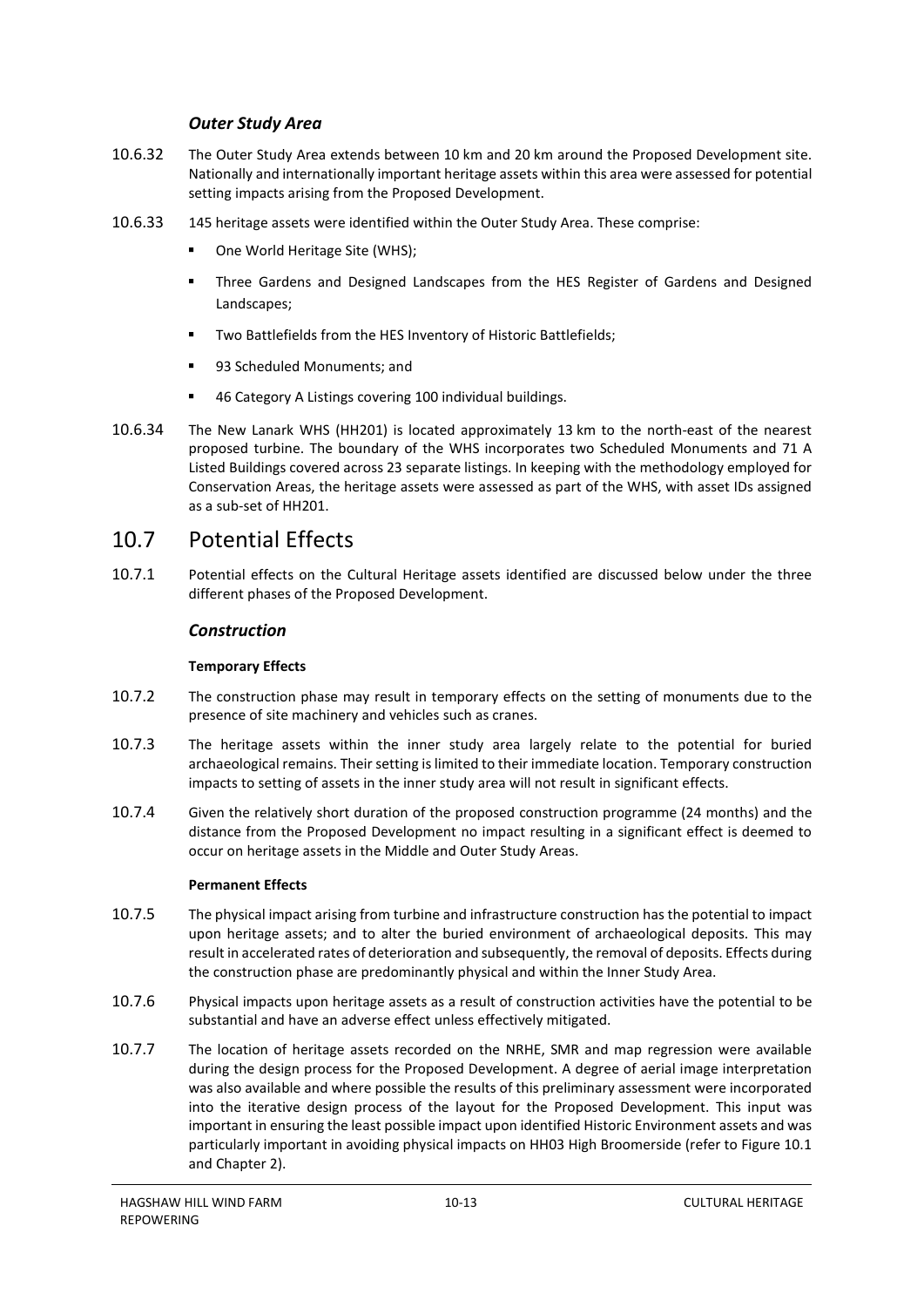### *Outer Study Area*

10.6.32 The Outer Study Area extends between 10 km and 20 km around the Proposed Development site. Nationally and internationally important heritage assets within this area were assessed for potential setting impacts arising from the Proposed Development.

10.6.33 145 heritage assets were identified within the Outer Study Area. These comprise:

- One World Heritage Site (WHS);
- Three Gardens and Designed Landscapes from the HES Register of Gardens and Designed Landscapes;
- Two Battlefields from the HES Inventory of Historic Battlefields;
- 93 Scheduled Monuments; and
- 46 Category A Listings covering 100 individual buildings.

10.6.34 The New Lanark WHS (HH201) is located approximately 13 km to the north-east of the nearest proposed turbine. The boundary of the WHS incorporates two Scheduled Monuments and 71 A Listed Buildings covered across 23 separate listings. In keeping with the methodology employed for Conservation Areas, the heritage assets were assessed as part of the WHS, with asset IDs assigned as a sub-set of HH201.

## 10.7 Potential Effects

10.7.1 Potential effects on the Cultural Heritage assets identified are discussed below under the three different phases of the Proposed Development.

### *Construction*

**Temporary Effects**

10.7.2 The construction phase may result in temporary effects on the setting of monuments due to the presence of site machinery and vehicles such as cranes.

10.7.3 The heritage assets within the inner study area largely relate to the potential for buried archaeological remains. Their setting is limited to their immediate location. Temporary construction impacts to setting of assets in the inner study area will not result in significant effects.

10.7.4 Given the relatively short duration of the proposed construction programme (24 months) and the distance from the Proposed Development no impact resulting in a significant effect is deemed to occur on heritage assets in the Middle and Outer Study Areas.

**Permanent Effects**

10.7.5 The physical impact arising from turbine and infrastructure construction has the potential to impact upon heritage assets; and to alter the buried environment of archaeological deposits. This may result in accelerated rates of deterioration and subsequently, the removal of deposits. Effects during the construction phase are predominantly physical and within the Inner Study Area.

10.7.6 Physical impacts upon heritage assets as a result of construction activities have the potential to be substantial and have an adverse effect unless effectively mitigated.

10.7.7 The location of heritage assets recorded on the NRHE, SMR and map regression were available during the design process for the Proposed Development. A degree of aerial image interpretation was also available and where possible the results of this preliminary assessment were incorporated into the iterative design process of the layout for the Proposed Development. This input was important in ensuring the least possible impact upon identified Historic Environment assets and was particularly important in avoiding physical impacts on HH03 High Broomerside (refer to Figure 10.1 and Chapter 2).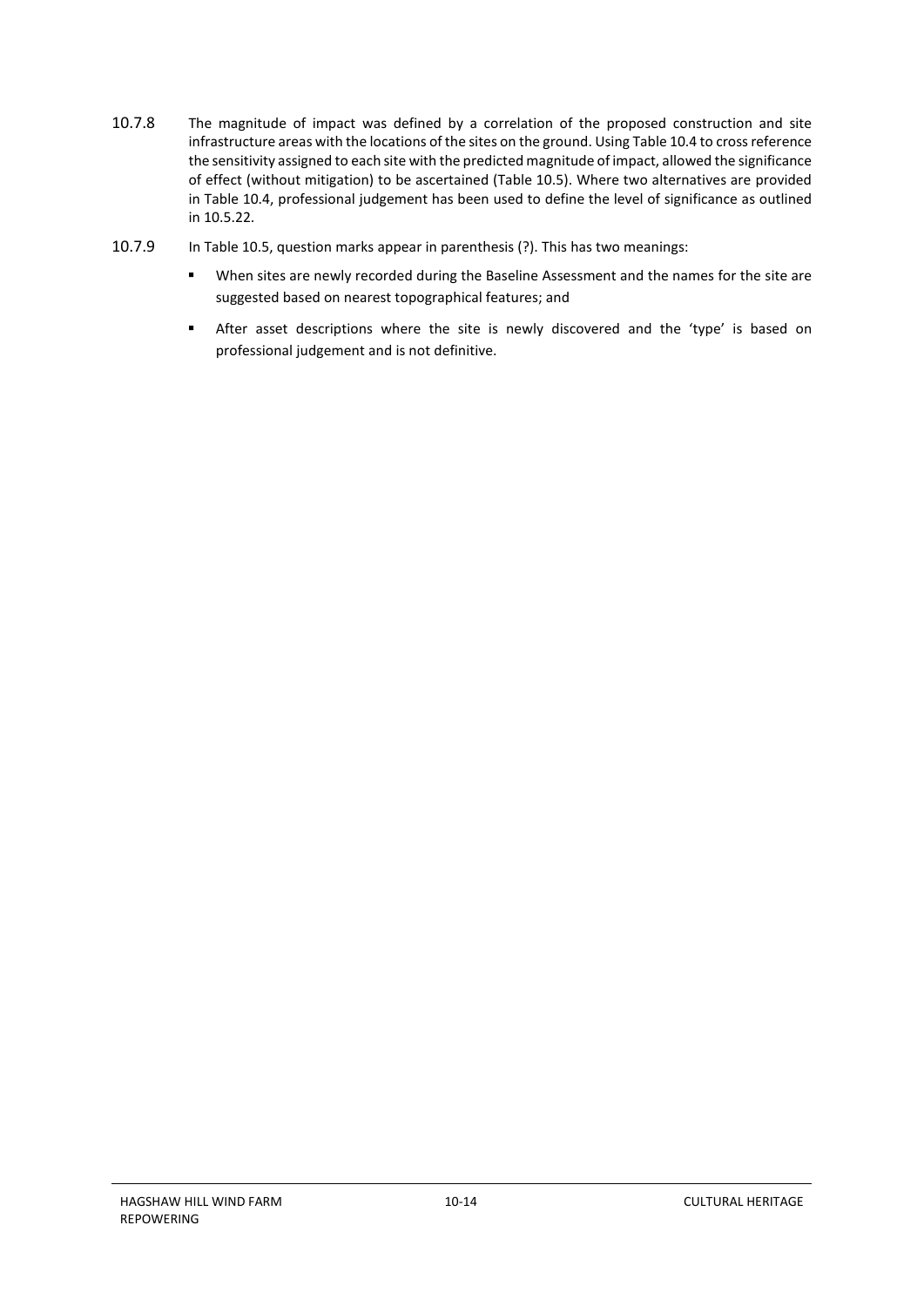10.7.8 The magnitude of impact was defined by a correlation of the proposed construction and site infrastructure areas with the locations of the sites on the ground. Using Table 10.4 to cross reference the sensitivity assigned to each site with the predicted magnitude of impact, allowed the significance of effect (without mitigation) to be ascertained (Table 10.5). Where two alternatives are provided in Table 10.4, professional judgement has been used to define the level of significance as outlined in 10.5.22.

10.7.9 In Table 10.5, question marks appear in parenthesis (?). This has two meanings:

- When sites are newly recorded during the Baseline Assessment and the names for the site are suggested based on nearest topographical features; and
- After asset descriptions where the site is newly discovered and the 'type' is based on professional judgement and is not definitive.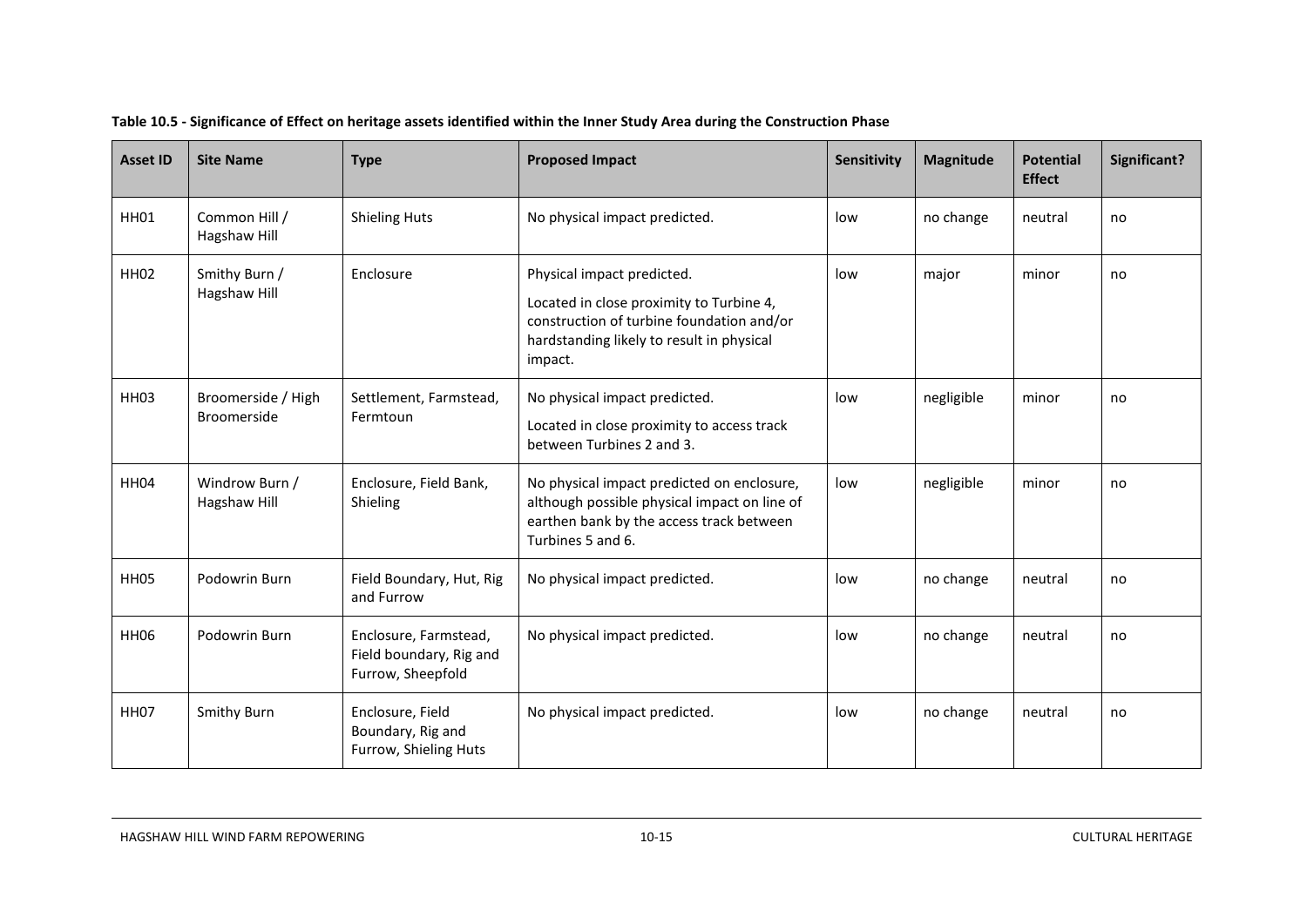**Table 10.5 - Significance of Effect on heritage assets identified within the Inner Study Area during the Construction Phase**

| Asset ID | Site Name | Type | Proposed Impact | Sensitivity | Magnitude | Potential Effect | Significant? |
|---|---|---|---|---|---|---|---|
| HH01 | Common Hill / Hagshaw Hill | Shieling Huts | No physical impact predicted. | low | no change | neutral | no |
| HH02 | Smithy Burn / Hagshaw Hill | Enclosure | Physical impact predicted.<br>Located in close proximity to Turbine 4, construction of turbine foundation and/or hardstanding likely to result in physical impact. | low | major | minor | no |
| HH03 | Broomerside / High Broomerside | Settlement, Farmstead, Fermtoun | No physical impact predicted.<br>Located in close proximity to access track between Turbines 2 and 3. | low | negligible | minor | no |
| HH04 | Windrow Burn / Hagshaw Hill | Enclosure, Field Bank, Shieling | No physical impact predicted on enclosure, although possible physical impact on line of earthen bank by the access track between Turbines 5 and 6. | low | negligible | minor | no |
| HH05 | Podowrin Burn | Field Boundary, Hut, Rig and Furrow | No physical impact predicted. | low | no change | neutral | no |
| HH06 | Podowrin Burn | Enclosure, Farmstead, Field boundary, Rig and Furrow, Sheepfold | No physical impact predicted. | low | no change | neutral | no |
| HH07 | Smithy Burn | Enclosure, Field Boundary, Rig and Furrow, Shieling Huts | No physical impact predicted. | low | no change | neutral | no |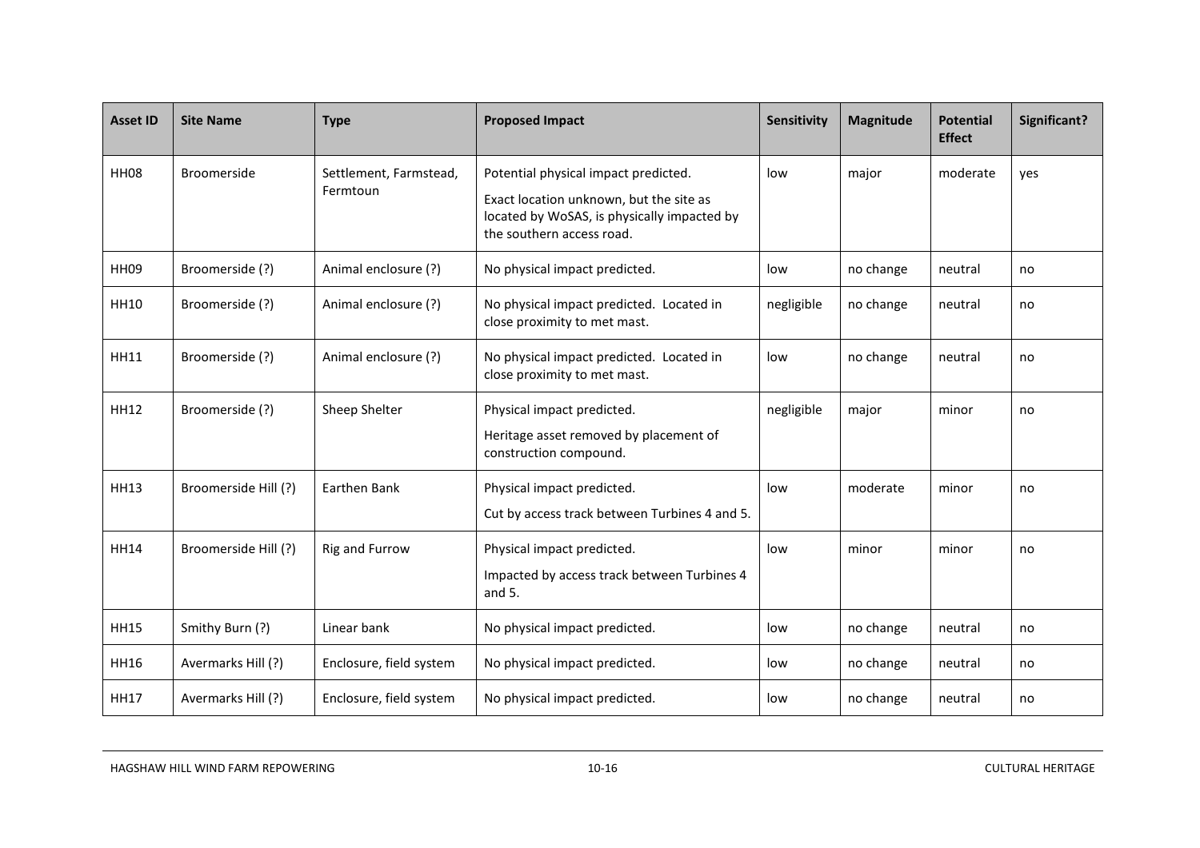| Asset ID | Site Name | Type | Proposed Impact | Sensitivity | Magnitude | Potential Effect | Significant? |
|---|---|---|---|---|---|---|---|
| HH08 | Broomerside | Settlement, Farmstead, Fermtoun | Potential physical impact predicted.<br>Exact location unknown, but the site as located by WoSAS, is physically impacted by the southern access road. | low | major | moderate | yes |
| HH09 | Broomerside (?) | Animal enclosure (?) | No physical impact predicted. | low | no change | neutral | no |
| HH10 | Broomerside (?) | Animal enclosure (?) | No physical impact predicted. Located in close proximity to met mast. | negligible | no change | neutral | no |
| HH11 | Broomerside (?) | Animal enclosure (?) | No physical impact predicted. Located in close proximity to met mast. | low | no change | neutral | no |
| HH12 | Broomerside (?) | Sheep Shelter | Physical impact predicted.<br>Heritage asset removed by placement of construction compound. | negligible | major | minor | no |
| HH13 | Broomerside Hill (?) | Earthen Bank | Physical impact predicted.<br>Cut by access track between Turbines 4 and 5. | low | moderate | minor | no |
| HH14 | Broomerside Hill (?) | Rig and Furrow | Physical impact predicted.<br>Impacted by access track between Turbines 4 and 5. | low | minor | minor | no |
| HH15 | Smithy Burn (?) | Linear bank | No physical impact predicted. | low | no change | neutral | no |
| HH16 | Avermarks Hill (?) | Enclosure, field system | No physical impact predicted. | low | no change | neutral | no |
| HH17 | Avermarks Hill (?) | Enclosure, field system | No physical impact predicted. | low | no change | neutral | no |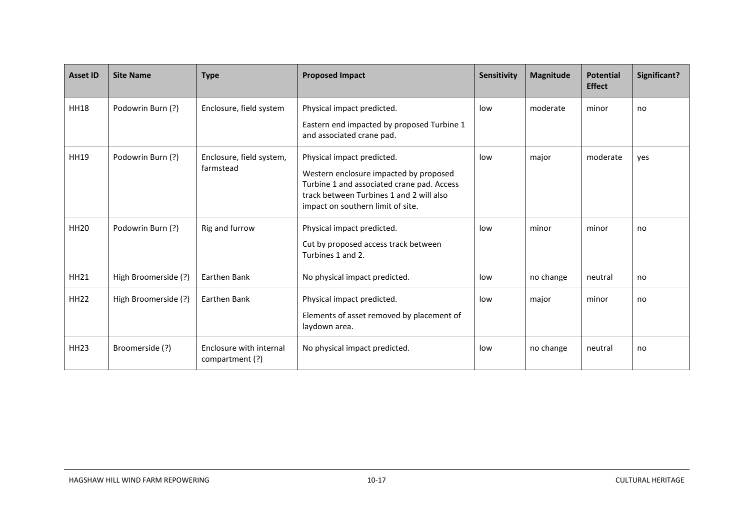| Asset ID | Site Name | Type | Proposed Impact | Sensitivity | Magnitude | Potential Effect | Significant? |
|---|---|---|---|---|---|---|---|
| HH18 | Podowrin Burn (?) | Enclosure, field system | Physical impact predicted.<br>Eastern end impacted by proposed Turbine 1 and associated crane pad. | low | moderate | minor | no |
| HH19 | Podowrin Burn (?) | Enclosure, field system, farmstead | Physical impact predicted.<br>Western enclosure impacted by proposed Turbine 1 and associated crane pad. Access track between Turbines 1 and 2 will also impact on southern limit of site. | low | major | moderate | yes |
| HH20 | Podowrin Burn (?) | Rig and furrow | Physical impact predicted.<br>Cut by proposed access track between Turbines 1 and 2. | low | minor | minor | no |
| HH21 | High Broomerside (?) | Earthen Bank | No physical impact predicted. | low | no change | neutral | no |
| HH22 | High Broomerside (?) | Earthen Bank | Physical impact predicted.<br>Elements of asset removed by placement of laydown area. | low | major | minor | no |
| HH23 | Broomerside (?) | Enclosure with internal compartment (?) | No physical impact predicted. | low | no change | neutral | no |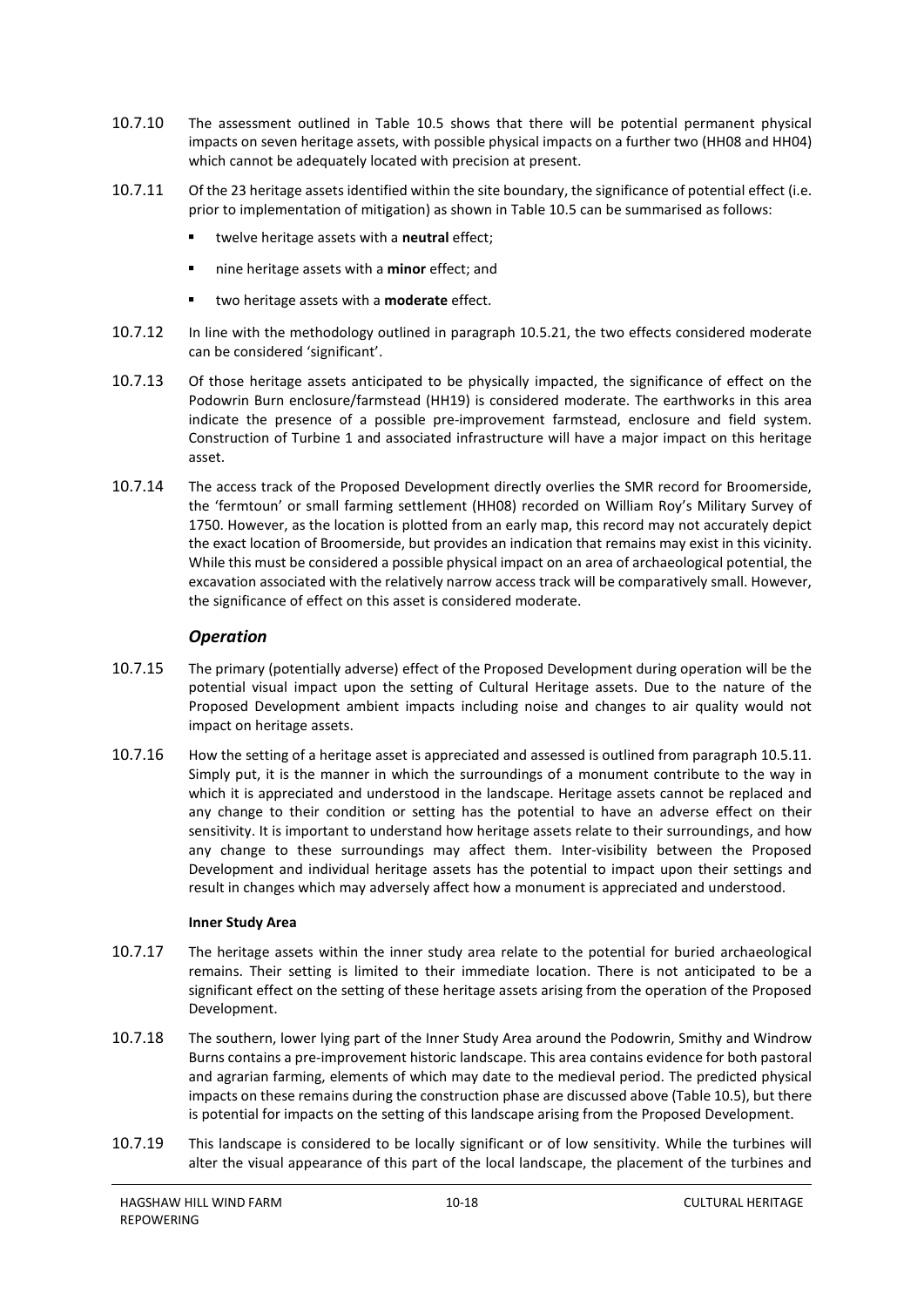10.7.10 The assessment outlined in Table 10.5 shows that there will be potential permanent physical impacts on seven heritage assets, with possible physical impacts on a further two (HH08 and HH04) which cannot be adequately located with precision at present.

10.7.11 Of the 23 heritage assets identified within the site boundary, the significance of potential effect (i.e. prior to implementation of mitigation) as shown in Table 10.5 can be summarised as follows:

- twelve heritage assets with a **neutral** effect;
- nine heritage assets with a **minor** effect; and
- two heritage assets with a **moderate** effect.

10.7.12 In line with the methodology outlined in paragraph 10.5.21, the two effects considered moderate can be considered 'significant'.

10.7.13 Of those heritage assets anticipated to be physically impacted, the significance of effect on the Podowrin Burn enclosure/farmstead (HH19) is considered moderate. The earthworks in this area indicate the presence of a possible pre-improvement farmstead, enclosure and field system. Construction of Turbine 1 and associated infrastructure will have a major impact on this heritage asset.

10.7.14 The access track of the Proposed Development directly overlies the SMR record for Broomerside, the 'fermtoun' or small farming settlement (HH08) recorded on William Roy's Military Survey of 1750. However, as the location is plotted from an early map, this record may not accurately depict the exact location of Broomerside, but provides an indication that remains may exist in this vicinity. While this must be considered a possible physical impact on an area of archaeological potential, the excavation associated with the relatively narrow access track will be comparatively small. However, the significance of effect on this asset is considered moderate.

### *Operation*

10.7.15 The primary (potentially adverse) effect of the Proposed Development during operation will be the potential visual impact upon the setting of Cultural Heritage assets. Due to the nature of the Proposed Development ambient impacts including noise and changes to air quality would not impact on heritage assets.

10.7.16 How the setting of a heritage asset is appreciated and assessed is outlined from paragraph 10.5.11. Simply put, it is the manner in which the surroundings of a monument contribute to the way in which it is appreciated and understood in the landscape. Heritage assets cannot be replaced and any change to their condition or setting has the potential to have an adverse effect on their sensitivity. It is important to understand how heritage assets relate to their surroundings, and how any change to these surroundings may affect them. Inter-visibility between the Proposed Development and individual heritage assets has the potential to impact upon their settings and result in changes which may adversely affect how a monument is appreciated and understood.

#### **Inner Study Area**

10.7.17 The heritage assets within the inner study area relate to the potential for buried archaeological remains. Their setting is limited to their immediate location. There is not anticipated to be a significant effect on the setting of these heritage assets arising from the operation of the Proposed Development.

10.7.18 The southern, lower lying part of the Inner Study Area around the Podowrin, Smithy and Windrow Burns contains a pre-improvement historic landscape. This area contains evidence for both pastoral and agrarian farming, elements of which may date to the medieval period. The predicted physical impacts on these remains during the construction phase are discussed above (Table 10.5), but there is potential for impacts on the setting of this landscape arising from the Proposed Development.

10.7.19 This landscape is considered to be locally significant or of low sensitivity. While the turbines will alter the visual appearance of this part of the local landscape, the placement of the turbines and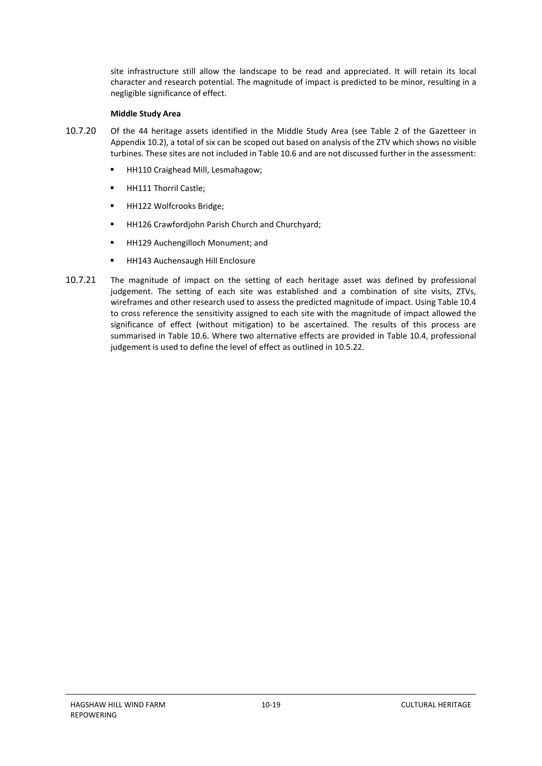site infrastructure still allow the landscape to be read and appreciated. It will retain its local character and research potential. The magnitude of impact is predicted to be minor, resulting in a negligible significance of effect.

**Middle Study Area**

10.7.20 Of the 44 heritage assets identified in the Middle Study Area (see Table 2 of the Gazetteer in Appendix 10.2), a total of six can be scoped out based on analysis of the ZTV which shows no visible turbines. These sites are not included in Table 10.6 and are not discussed further in the assessment:

- HH110 Craighead Mill, Lesmahagow;
- HH111 Thorril Castle;
- HH122 Wolfcrooks Bridge;
- HH126 Crawfordjohn Parish Church and Churchyard;
- HH129 Auchengilloch Monument; and
- HH143 Auchensaugh Hill Enclosure

10.7.21 The magnitude of impact on the setting of each heritage asset was defined by professional judgement. The setting of each site was established and a combination of site visits, ZTVs, wireframes and other research used to assess the predicted magnitude of impact. Using Table 10.4 to cross reference the sensitivity assigned to each site with the magnitude of impact allowed the significance of effect (without mitigation) to be ascertained. The results of this process are summarised in Table 10.6. Where two alternative effects are provided in Table 10.4, professional judgement is used to define the level of effect as outlined in 10.5.22.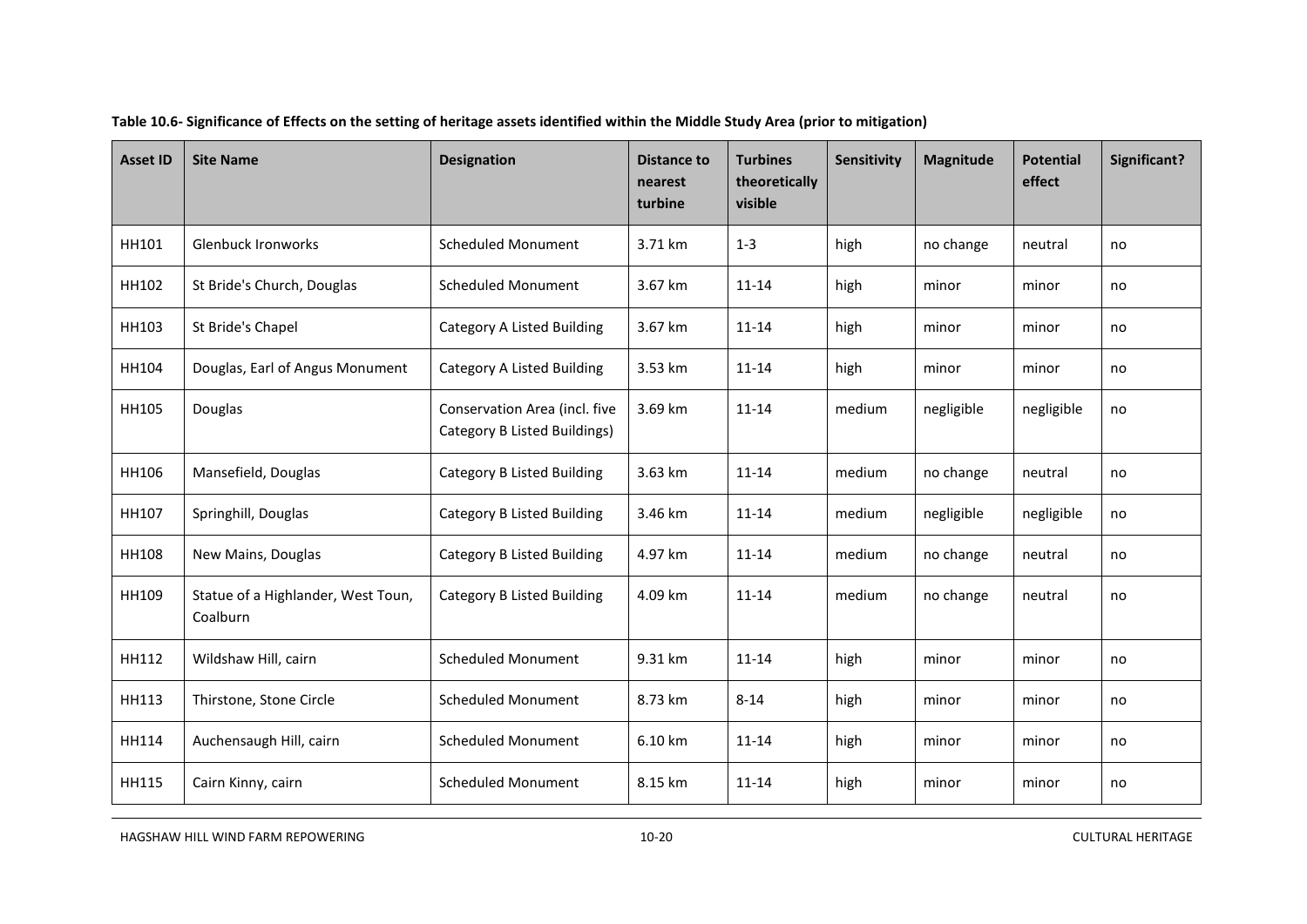**Table 10.6- Significance of Effects on the setting of heritage assets identified within the Middle Study Area (prior to mitigation)**

| Asset ID | Site Name | Designation | Distance to nearest turbine | Turbines theoretically visible | Sensitivity | Magnitude | Potential effect | Significant? |
|---|---|---|---|---|---|---|---|---|
| HH101 | Glenbuck Ironworks | Scheduled Monument | 3.71 km | 1-3 | high | no change | neutral | no |
| HH102 | St Bride's Church, Douglas | Scheduled Monument | 3.67 km | 11-14 | high | minor | minor | no |
| HH103 | St Bride's Chapel | Category A Listed Building | 3.67 km | 11-14 | high | minor | minor | no |
| HH104 | Douglas, Earl of Angus Monument | Category A Listed Building | 3.53 km | 11-14 | high | minor | minor | no |
| HH105 | Douglas | Conservation Area (incl. five Category B Listed Buildings) | 3.69 km | 11-14 | medium | negligible | negligible | no |
| HH106 | Mansefield, Douglas | Category B Listed Building | 3.63 km | 11-14 | medium | no change | neutral | no |
| HH107 | Springhill, Douglas | Category B Listed Building | 3.46 km | 11-14 | medium | negligible | negligible | no |
| HH108 | New Mains, Douglas | Category B Listed Building | 4.97 km | 11-14 | medium | no change | neutral | no |
| HH109 | Statue of a Highlander, West Toun, Coalburn | Category B Listed Building | 4.09 km | 11-14 | medium | no change | neutral | no |
| HH112 | Wildshaw Hill, cairn | Scheduled Monument | 9.31 km | 11-14 | high | minor | minor | no |
| HH113 | Thirstone, Stone Circle | Scheduled Monument | 8.73 km | 8-14 | high | minor | minor | no |
| HH114 | Auchensaugh Hill, cairn | Scheduled Monument | 6.10 km | 11-14 | high | minor | minor | no |
| HH115 | Cairn Kinny, cairn | Scheduled Monument | 8.15 km | 11-14 | high | minor | minor | no |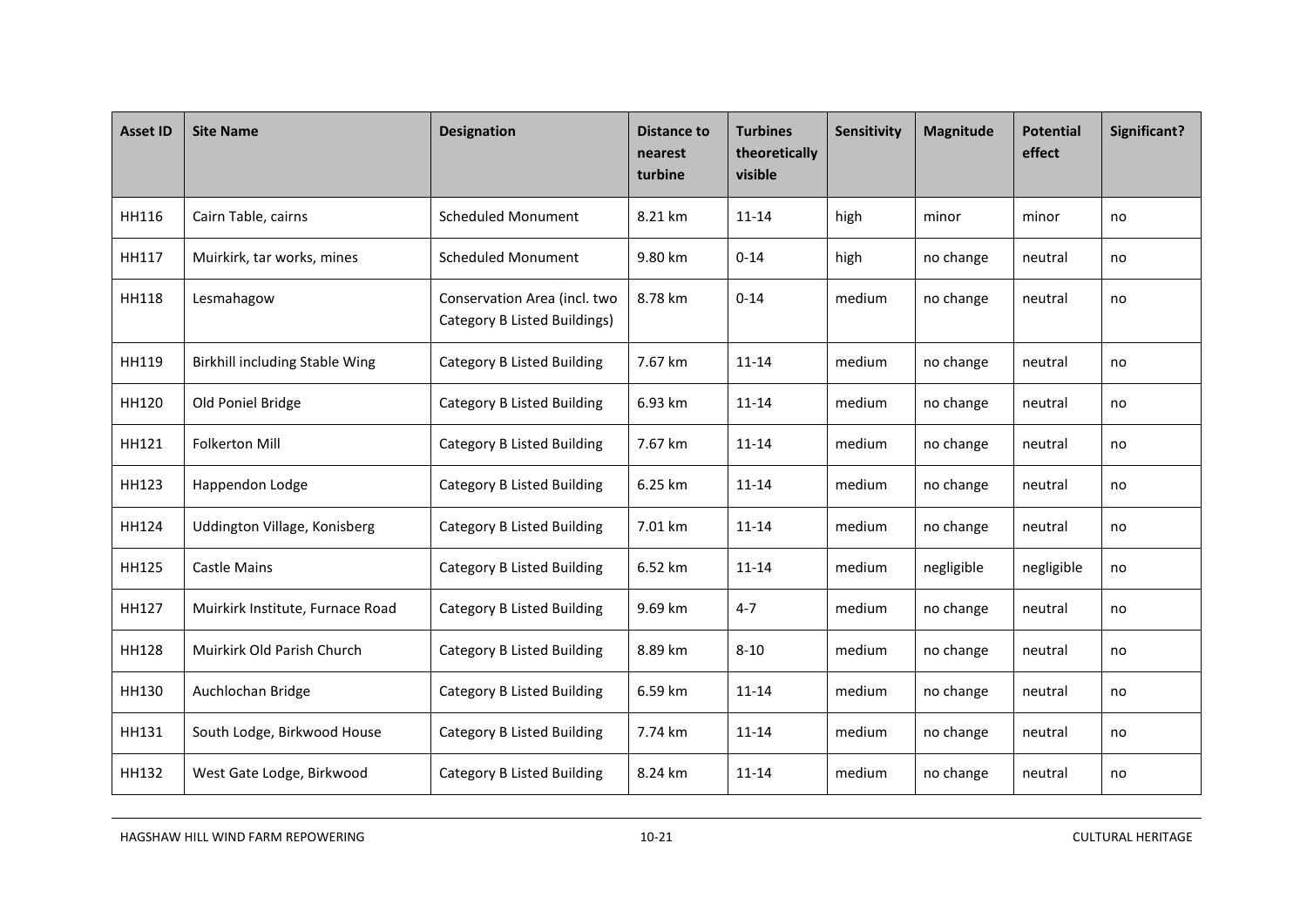| Asset ID | Site Name | Designation | Distance to nearest turbine | Turbines theoretically visible | Sensitivity | Magnitude | Potential effect | Significant? |
|---|---|---|---|---|---|---|---|---|
| HH116 | Cairn Table, cairns | Scheduled Monument | 8.21 km | 11-14 | high | minor | minor | no |
| HH117 | Muirkirk, tar works, mines | Scheduled Monument | 9.80 km | 0-14 | high | no change | neutral | no |
| HH118 | Lesmahagow | Conservation Area (incl. two Category B Listed Buildings) | 8.78 km | 0-14 | medium | no change | neutral | no |
| HH119 | Birkhill including Stable Wing | Category B Listed Building | 7.67 km | 11-14 | medium | no change | neutral | no |
| HH120 | Old Poniel Bridge | Category B Listed Building | 6.93 km | 11-14 | medium | no change | neutral | no |
| HH121 | Folkerton Mill | Category B Listed Building | 7.67 km | 11-14 | medium | no change | neutral | no |
| HH123 | Happendon Lodge | Category B Listed Building | 6.25 km | 11-14 | medium | no change | neutral | no |
| HH124 | Uddington Village, Konisberg | Category B Listed Building | 7.01 km | 11-14 | medium | no change | neutral | no |
| HH125 | Castle Mains | Category B Listed Building | 6.52 km | 11-14 | medium | negligible | negligible | no |
| HH127 | Muirkirk Institute, Furnace Road | Category B Listed Building | 9.69 km | 4-7 | medium | no change | neutral | no |
| HH128 | Muirkirk Old Parish Church | Category B Listed Building | 8.89 km | 8-10 | medium | no change | neutral | no |
| HH130 | Auchlochan Bridge | Category B Listed Building | 6.59 km | 11-14 | medium | no change | neutral | no |
| HH131 | South Lodge, Birkwood House | Category B Listed Building | 7.74 km | 11-14 | medium | no change | neutral | no |
| HH132 | West Gate Lodge, Birkwood | Category B Listed Building | 8.24 km | 11-14 | medium | no change | neutral | no |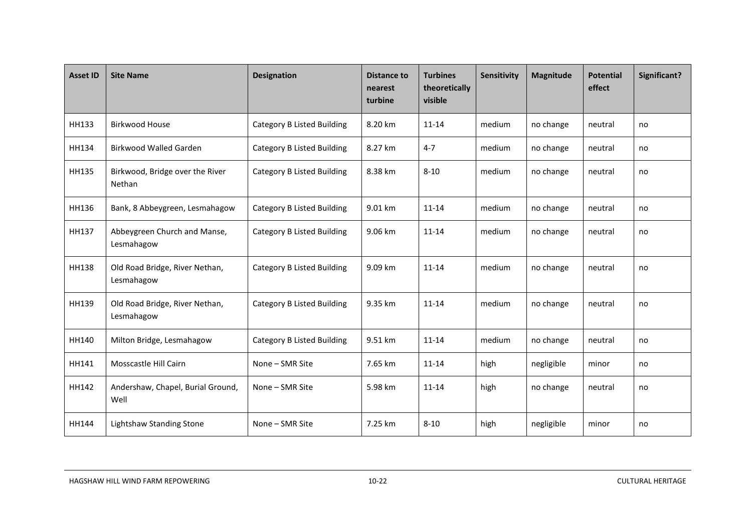| Asset ID | Site Name | Designation | Distance to nearest turbine | Turbines theoretically visible | Sensitivity | Magnitude | Potential effect | Significant? |
|---|---|---|---|---|---|---|---|---|
| HH133 | Birkwood House | Category B Listed Building | 8.20 km | 11-14 | medium | no change | neutral | no |
| HH134 | Birkwood Walled Garden | Category B Listed Building | 8.27 km | 4-7 | medium | no change | neutral | no |
| HH135 | Birkwood, Bridge over the River Nethan | Category B Listed Building | 8.38 km | 8-10 | medium | no change | neutral | no |
| HH136 | Bank, 8 Abbeygreen, Lesmahagow | Category B Listed Building | 9.01 km | 11-14 | medium | no change | neutral | no |
| HH137 | Abbeygreen Church and Manse, Lesmahagow | Category B Listed Building | 9.06 km | 11-14 | medium | no change | neutral | no |
| HH138 | Old Road Bridge, River Nethan, Lesmahagow | Category B Listed Building | 9.09 km | 11-14 | medium | no change | neutral | no |
| HH139 | Old Road Bridge, River Nethan, Lesmahagow | Category B Listed Building | 9.35 km | 11-14 | medium | no change | neutral | no |
| HH140 | Milton Bridge, Lesmahagow | Category B Listed Building | 9.51 km | 11-14 | medium | no change | neutral | no |
| HH141 | Mosscastle Hill Cairn | None – SMR Site | 7.65 km | 11-14 | high | negligible | minor | no |
| HH142 | Andershaw, Chapel, Burial Ground, Well | None – SMR Site | 5.98 km | 11-14 | high | no change | neutral | no |
| HH144 | Lightshaw Standing Stone | None – SMR Site | 7.25 km | 8-10 | high | negligible | minor | no |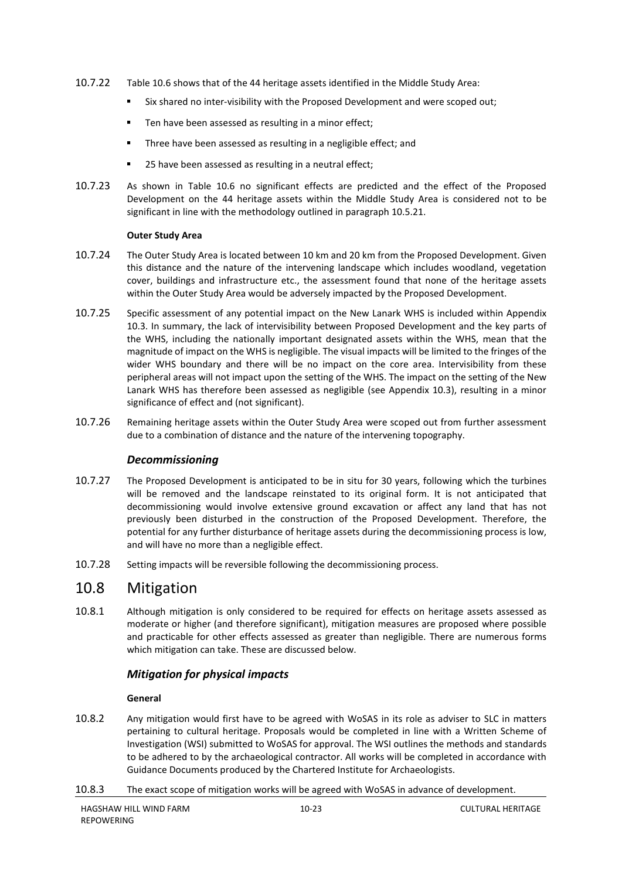10.7.22 Table 10.6 shows that of the 44 heritage assets identified in the Middle Study Area:

- Six shared no inter-visibility with the Proposed Development and were scoped out;
- Ten have been assessed as resulting in a minor effect;
- Three have been assessed as resulting in a negligible effect; and
- 25 have been assessed as resulting in a neutral effect;

10.7.23 As shown in Table 10.6 no significant effects are predicted and the effect of the Proposed Development on the 44 heritage assets within the Middle Study Area is considered not to be significant in line with the methodology outlined in paragraph 10.5.21.

**Outer Study Area**

10.7.24 The Outer Study Area is located between 10 km and 20 km from the Proposed Development. Given this distance and the nature of the intervening landscape which includes woodland, vegetation cover, buildings and infrastructure etc., the assessment found that none of the heritage assets within the Outer Study Area would be adversely impacted by the Proposed Development.

10.7.25 Specific assessment of any potential impact on the New Lanark WHS is included within Appendix 10.3. In summary, the lack of intervisibility between Proposed Development and the key parts of the WHS, including the nationally important designated assets within the WHS, mean that the magnitude of impact on the WHS is negligible. The visual impacts will be limited to the fringes of the wider WHS boundary and there will be no impact on the core area. Intervisibility from these peripheral areas will not impact upon the setting of the WHS. The impact on the setting of the New Lanark WHS has therefore been assessed as negligible (see Appendix 10.3), resulting in a minor significance of effect and (not significant).

10.7.26 Remaining heritage assets within the Outer Study Area were scoped out from further assessment due to a combination of distance and the nature of the intervening topography.

### *Decommissioning*

10.7.27 The Proposed Development is anticipated to be in situ for 30 years, following which the turbines will be removed and the landscape reinstated to its original form. It is not anticipated that decommissioning would involve extensive ground excavation or affect any land that has not previously been disturbed in the construction of the Proposed Development. Therefore, the potential for any further disturbance of heritage assets during the decommissioning process is low, and will have no more than a negligible effect.

10.7.28 Setting impacts will be reversible following the decommissioning process.

## 10.8 Mitigation

10.8.1 Although mitigation is only considered to be required for effects on heritage assets assessed as moderate or higher (and therefore significant), mitigation measures are proposed where possible and practicable for other effects assessed as greater than negligible. There are numerous forms which mitigation can take. These are discussed below.

### *Mitigation for physical impacts*

**General**

10.8.2 Any mitigation would first have to be agreed with WoSAS in its role as adviser to SLC in matters pertaining to cultural heritage. Proposals would be completed in line with a Written Scheme of Investigation (WSI) submitted to WoSAS for approval. The WSI outlines the methods and standards to be adhered to by the archaeological contractor. All works will be completed in accordance with Guidance Documents produced by the Chartered Institute for Archaeologists.

10.8.3 The exact scope of mitigation works will be agreed with WoSAS in advance of development.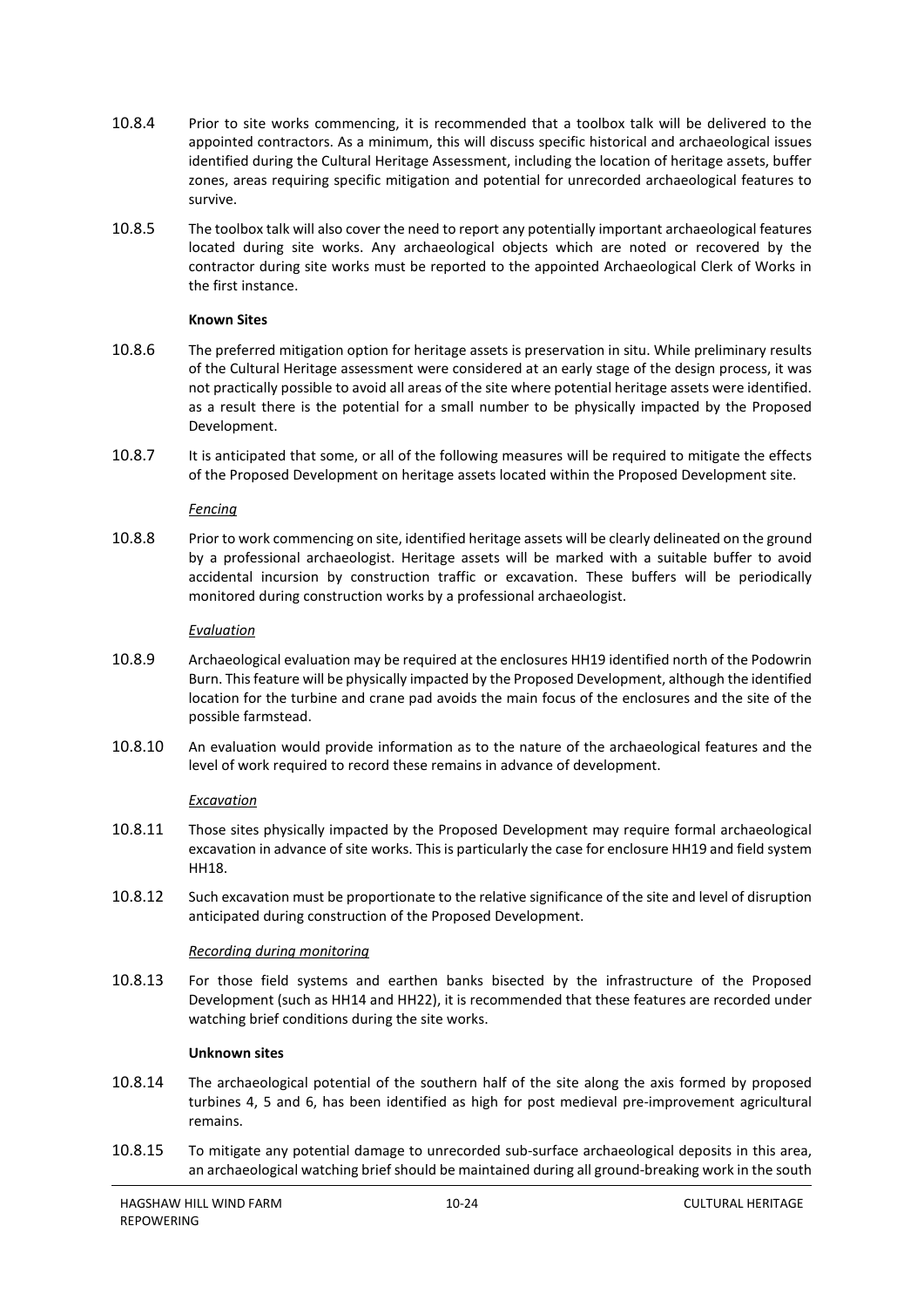10.8.4 Prior to site works commencing, it is recommended that a toolbox talk will be delivered to the appointed contractors. As a minimum, this will discuss specific historical and archaeological issues identified during the Cultural Heritage Assessment, including the location of heritage assets, buffer zones, areas requiring specific mitigation and potential for unrecorded archaeological features to survive.

10.8.5 The toolbox talk will also cover the need to report any potentially important archaeological features located during site works. Any archaeological objects which are noted or recovered by the contractor during site works must be reported to the appointed Archaeological Clerk of Works in the first instance.

**Known Sites**

10.8.6 The preferred mitigation option for heritage assets is preservation in situ. While preliminary results of the Cultural Heritage assessment were considered at an early stage of the design process, it was not practically possible to avoid all areas of the site where potential heritage assets were identified. as a result there is the potential for a small number to be physically impacted by the Proposed Development.

10.8.7 It is anticipated that some, or all of the following measures will be required to mitigate the effects of the Proposed Development on heritage assets located within the Proposed Development site.

*Fencing*

10.8.8 Prior to work commencing on site, identified heritage assets will be clearly delineated on the ground by a professional archaeologist. Heritage assets will be marked with a suitable buffer to avoid accidental incursion by construction traffic or excavation. These buffers will be periodically monitored during construction works by a professional archaeologist.

*Evaluation*

10.8.9 Archaeological evaluation may be required at the enclosures HH19 identified north of the Podowrin Burn. This feature will be physically impacted by the Proposed Development, although the identified location for the turbine and crane pad avoids the main focus of the enclosures and the site of the possible farmstead.

10.8.10 An evaluation would provide information as to the nature of the archaeological features and the level of work required to record these remains in advance of development.

*Excavation*

10.8.11 Those sites physically impacted by the Proposed Development may require formal archaeological excavation in advance of site works. This is particularly the case for enclosure HH19 and field system HH18.

10.8.12 Such excavation must be proportionate to the relative significance of the site and level of disruption anticipated during construction of the Proposed Development.

*Recording during monitoring*

10.8.13 For those field systems and earthen banks bisected by the infrastructure of the Proposed Development (such as HH14 and HH22), it is recommended that these features are recorded under watching brief conditions during the site works.

**Unknown sites**

10.8.14 The archaeological potential of the southern half of the site along the axis formed by proposed turbines 4, 5 and 6, has been identified as high for post medieval pre-improvement agricultural remains.

10.8.15 To mitigate any potential damage to unrecorded sub-surface archaeological deposits in this area, an archaeological watching brief should be maintained during all ground-breaking work in the south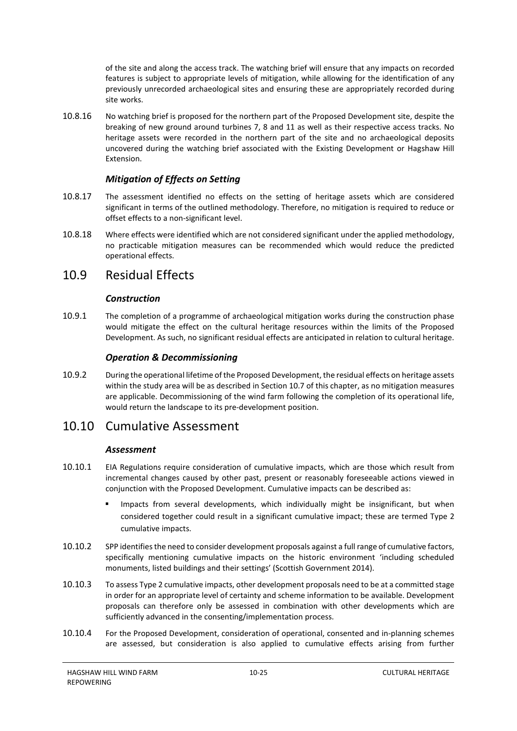of the site and along the access track. The watching brief will ensure that any impacts on recorded features is subject to appropriate levels of mitigation, while allowing for the identification of any previously unrecorded archaeological sites and ensuring these are appropriately recorded during site works.

10.8.16 No watching brief is proposed for the northern part of the Proposed Development site, despite the breaking of new ground around turbines 7, 8 and 11 as well as their respective access tracks. No heritage assets were recorded in the northern part of the site and no archaeological deposits uncovered during the watching brief associated with the Existing Development or Hagshaw Hill Extension.

### *Mitigation of Effects on Setting*

10.8.17 The assessment identified no effects on the setting of heritage assets which are considered significant in terms of the outlined methodology. Therefore, no mitigation is required to reduce or offset effects to a non-significant level.

10.8.18 Where effects were identified which are not considered significant under the applied methodology, no practicable mitigation measures can be recommended which would reduce the predicted operational effects.

## 10.9 Residual Effects

### *Construction*

10.9.1 The completion of a programme of archaeological mitigation works during the construction phase would mitigate the effect on the cultural heritage resources within the limits of the Proposed Development. As such, no significant residual effects are anticipated in relation to cultural heritage.

### *Operation & Decommissioning*

10.9.2 During the operational lifetime of the Proposed Development, the residual effects on heritage assets within the study area will be as described in Section 10.7 of this chapter, as no mitigation measures are applicable. Decommissioning of the wind farm following the completion of its operational life, would return the landscape to its pre-development position.

## 10.10 Cumulative Assessment

### *Assessment*

10.10.1 EIA Regulations require consideration of cumulative impacts, which are those which result from incremental changes caused by other past, present or reasonably foreseeable actions viewed in conjunction with the Proposed Development. Cumulative impacts can be described as:

- Impacts from several developments, which individually might be insignificant, but when considered together could result in a significant cumulative impact; these are termed Type 2 cumulative impacts.

10.10.2 SPP identifies the need to consider development proposals against a full range of cumulative factors, specifically mentioning cumulative impacts on the historic environment 'including scheduled monuments, listed buildings and their settings' (Scottish Government 2014).

10.10.3 To assess Type 2 cumulative impacts, other development proposals need to be at a committed stage in order for an appropriate level of certainty and scheme information to be available. Development proposals can therefore only be assessed in combination with other developments which are sufficiently advanced in the consenting/implementation process.

10.10.4 For the Proposed Development, consideration of operational, consented and in-planning schemes are assessed, but consideration is also applied to cumulative effects arising from further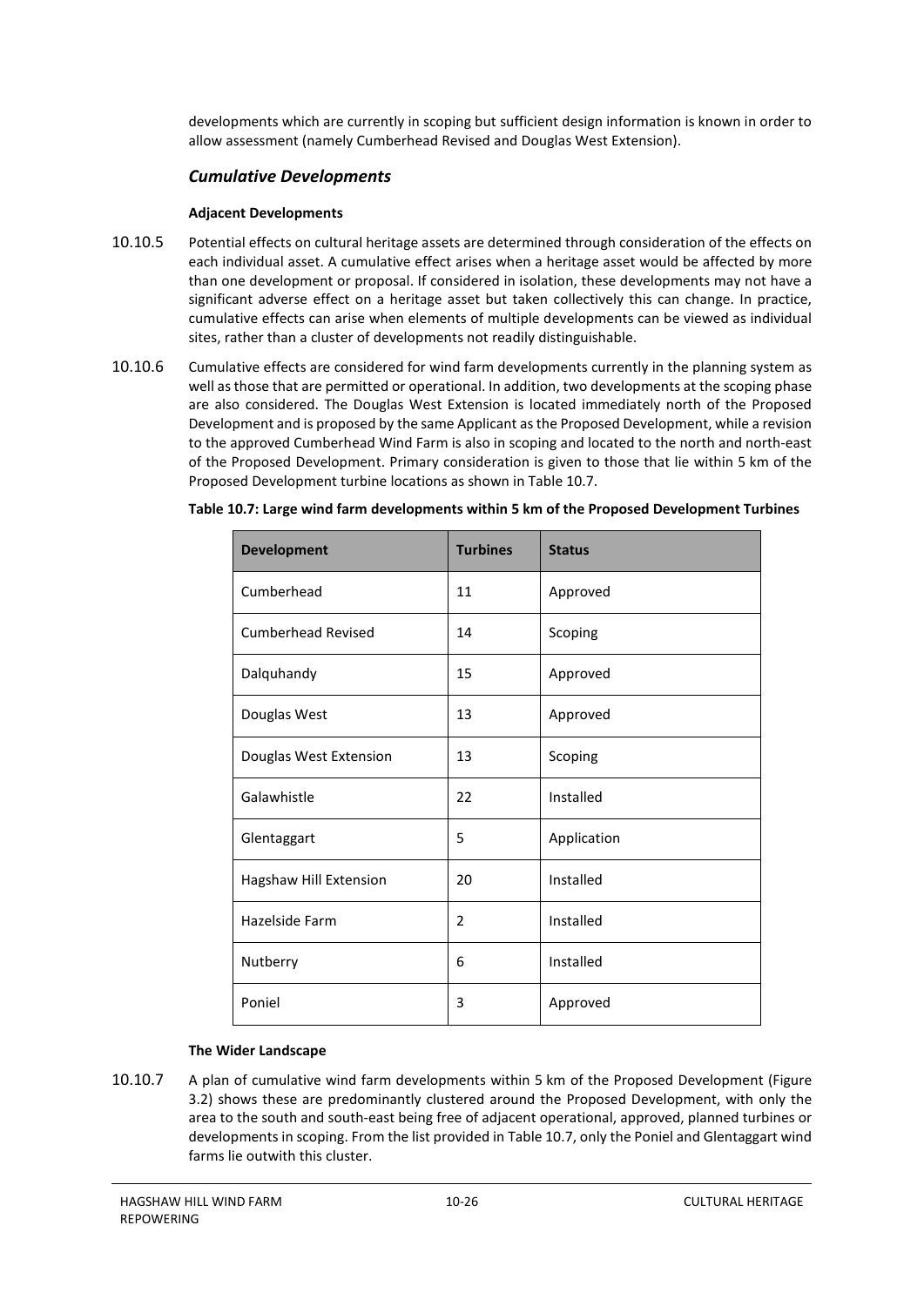developments which are currently in scoping but sufficient design information is known in order to allow assessment (namely Cumberhead Revised and Douglas West Extension).

### *Cumulative Developments*

**Adjacent Developments**

10.10.5 Potential effects on cultural heritage assets are determined through consideration of the effects on each individual asset. A cumulative effect arises when a heritage asset would be affected by more than one development or proposal. If considered in isolation, these developments may not have a significant adverse effect on a heritage asset but taken collectively this can change. In practice, cumulative effects can arise when elements of multiple developments can be viewed as individual sites, rather than a cluster of developments not readily distinguishable.

10.10.6 Cumulative effects are considered for wind farm developments currently in the planning system as well as those that are permitted or operational. In addition, two developments at the scoping phase are also considered. The Douglas West Extension is located immediately north of the Proposed Development and is proposed by the same Applicant as the Proposed Development, while a revision to the approved Cumberhead Wind Farm is also in scoping and located to the north and north-east of the Proposed Development. Primary consideration is given to those that lie within 5 km of the Proposed Development turbine locations as shown in Table 10.7.

**Table 10.7: Large wind farm developments within 5 km of the Proposed Development Turbines**

| Development | Turbines | Status |
|---|---|---|
| Cumberhead | 11 | Approved |
| Cumberhead Revised | 14 | Scoping |
| Dalquhandy | 15 | Approved |
| Douglas West | 13 | Approved |
| Douglas West Extension | 13 | Scoping |
| Galawhistle | 22 | Installed |
| Glentaggart | 5 | Application |
| Hagshaw Hill Extension | 20 | Installed |
| Hazelside Farm | 2 | Installed |
| Nutberry | 6 | Installed |
| Poniel | 3 | Approved |

**The Wider Landscape**

10.10.7 A plan of cumulative wind farm developments within 5 km of the Proposed Development (Figure 3.2) shows these are predominantly clustered around the Proposed Development, with only the area to the south and south-east being free of adjacent operational, approved, planned turbines or developments in scoping. From the list provided in Table 10.7, only the Poniel and Glentaggart wind farms lie outwith this cluster.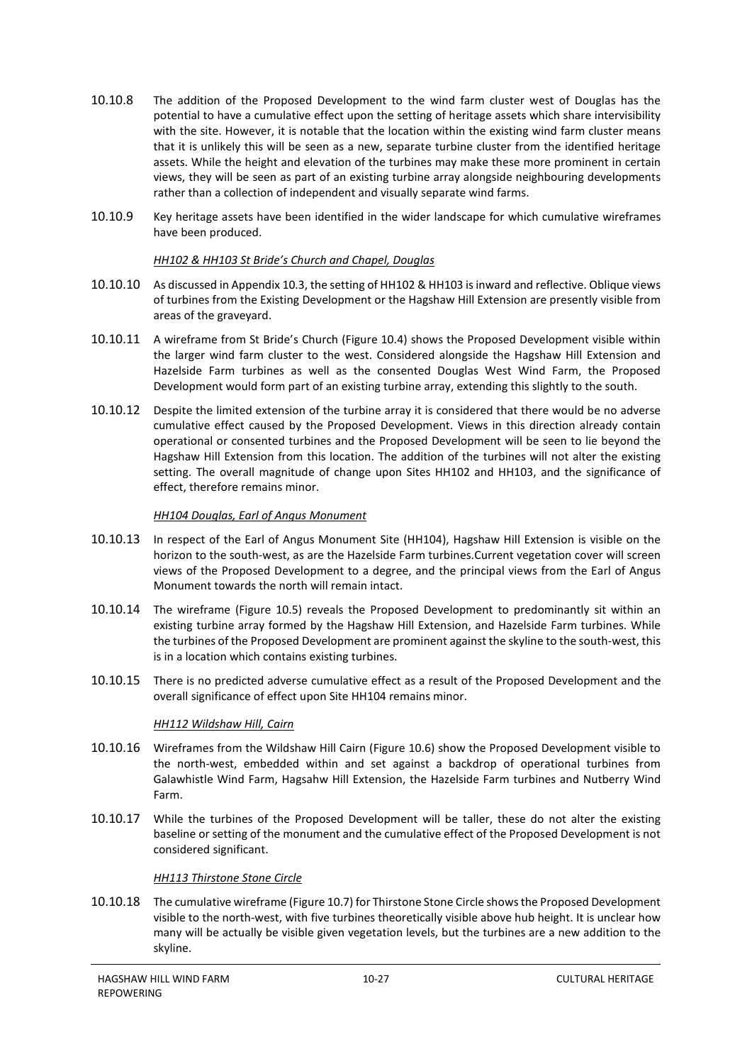10.10.8 The addition of the Proposed Development to the wind farm cluster west of Douglas has the potential to have a cumulative effect upon the setting of heritage assets which share intervisibility with the site. However, it is notable that the location within the existing wind farm cluster means that it is unlikely this will be seen as a new, separate turbine cluster from the identified heritage assets. While the height and elevation of the turbines may make these more prominent in certain views, they will be seen as part of an existing turbine array alongside neighbouring developments rather than a collection of independent and visually separate wind farms.

10.10.9 Key heritage assets have been identified in the wider landscape for which cumulative wireframes have been produced.

*HH102 & HH103 St Bride's Church and Chapel, Douglas*

10.10.10 As discussed in Appendix 10.3, the setting of HH102 & HH103 is inward and reflective. Oblique views of turbines from the Existing Development or the Hagshaw Hill Extension are presently visible from areas of the graveyard.

10.10.11 A wireframe from St Bride's Church (Figure 10.4) shows the Proposed Development visible within the larger wind farm cluster to the west. Considered alongside the Hagshaw Hill Extension and Hazelside Farm turbines as well as the consented Douglas West Wind Farm, the Proposed Development would form part of an existing turbine array, extending this slightly to the south.

10.10.12 Despite the limited extension of the turbine array it is considered that there would be no adverse cumulative effect caused by the Proposed Development. Views in this direction already contain operational or consented turbines and the Proposed Development will be seen to lie beyond the Hagshaw Hill Extension from this location. The addition of the turbines will not alter the existing setting. The overall magnitude of change upon Sites HH102 and HH103, and the significance of effect, therefore remains minor.

*HH104 Douglas, Earl of Angus Monument*

10.10.13 In respect of the Earl of Angus Monument Site (HH104), Hagshaw Hill Extension is visible on the horizon to the south-west, as are the Hazelside Farm turbines.Current vegetation cover will screen views of the Proposed Development to a degree, and the principal views from the Earl of Angus Monument towards the north will remain intact.

10.10.14 The wireframe (Figure 10.5) reveals the Proposed Development to predominantly sit within an existing turbine array formed by the Hagshaw Hill Extension, and Hazelside Farm turbines. While the turbines of the Proposed Development are prominent against the skyline to the south-west, this is in a location which contains existing turbines.

10.10.15 There is no predicted adverse cumulative effect as a result of the Proposed Development and the overall significance of effect upon Site HH104 remains minor.

*HH112 Wildshaw Hill, Cairn*

10.10.16 Wireframes from the Wildshaw Hill Cairn (Figure 10.6) show the Proposed Development visible to the north-west, embedded within and set against a backdrop of operational turbines from Galawhistle Wind Farm, Hagsahw Hill Extension, the Hazelside Farm turbines and Nutberry Wind Farm.

10.10.17 While the turbines of the Proposed Development will be taller, these do not alter the existing baseline or setting of the monument and the cumulative effect of the Proposed Development is not considered significant.

*HH113 Thirstone Stone Circle*

10.10.18 The cumulative wireframe (Figure 10.7) for Thirstone Stone Circle shows the Proposed Development visible to the north-west, with five turbines theoretically visible above hub height. It is unclear how many will be actually be visible given vegetation levels, but the turbines are a new addition to the skyline.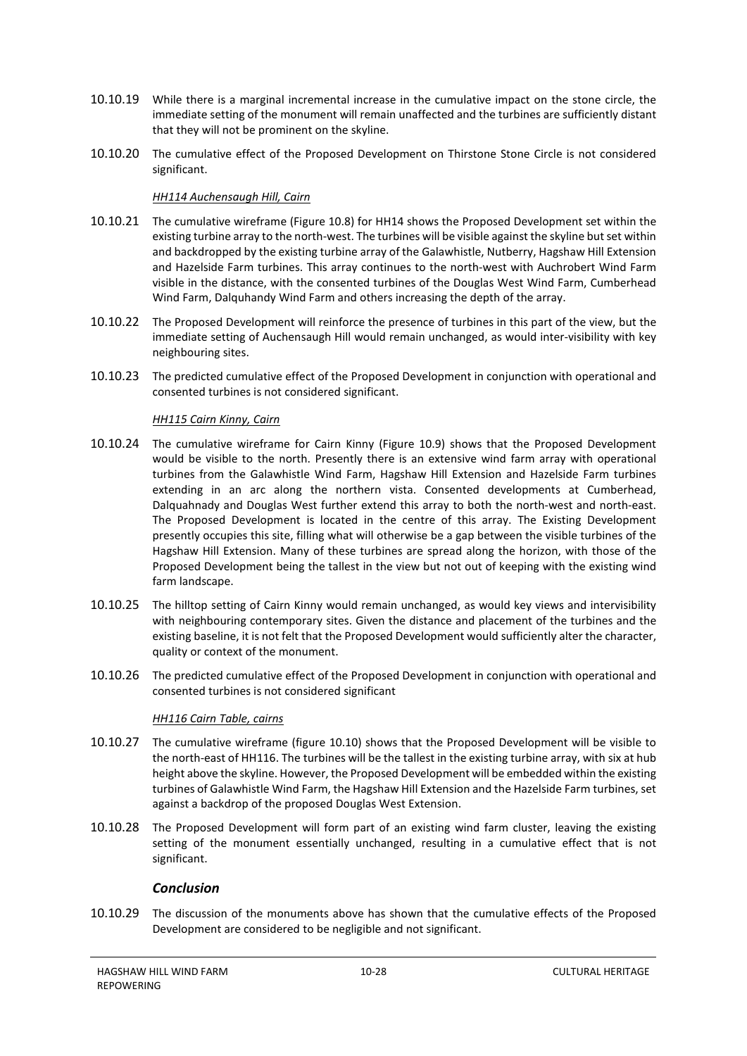10.10.19 While there is a marginal incremental increase in the cumulative impact on the stone circle, the immediate setting of the monument will remain unaffected and the turbines are sufficiently distant that they will not be prominent on the skyline.

10.10.20 The cumulative effect of the Proposed Development on Thirstone Stone Circle is not considered significant.

*HH114 Auchensaugh Hill, Cairn*

10.10.21 The cumulative wireframe (Figure 10.8) for HH14 shows the Proposed Development set within the existing turbine array to the north-west. The turbines will be visible against the skyline but set within and backdropped by the existing turbine array of the Galawhistle, Nutberry, Hagshaw Hill Extension and Hazelside Farm turbines. This array continues to the north-west with Auchrobert Wind Farm visible in the distance, with the consented turbines of the Douglas West Wind Farm, Cumberhead Wind Farm, Dalquhandy Wind Farm and others increasing the depth of the array.

10.10.22 The Proposed Development will reinforce the presence of turbines in this part of the view, but the immediate setting of Auchensaugh Hill would remain unchanged, as would inter-visibility with key neighbouring sites.

10.10.23 The predicted cumulative effect of the Proposed Development in conjunction with operational and consented turbines is not considered significant.

*HH115 Cairn Kinny, Cairn*

10.10.24 The cumulative wireframe for Cairn Kinny (Figure 10.9) shows that the Proposed Development would be visible to the north. Presently there is an extensive wind farm array with operational turbines from the Galawhistle Wind Farm, Hagshaw Hill Extension and Hazelside Farm turbines extending in an arc along the northern vista. Consented developments at Cumberhead, Dalquahnady and Douglas West further extend this array to both the north-west and north-east. The Proposed Development is located in the centre of this array. The Existing Development presently occupies this site, filling what will otherwise be a gap between the visible turbines of the Hagshaw Hill Extension. Many of these turbines are spread along the horizon, with those of the Proposed Development being the tallest in the view but not out of keeping with the existing wind farm landscape.

10.10.25 The hilltop setting of Cairn Kinny would remain unchanged, as would key views and intervisibility with neighbouring contemporary sites. Given the distance and placement of the turbines and the existing baseline, it is not felt that the Proposed Development would sufficiently alter the character, quality or context of the monument.

10.10.26 The predicted cumulative effect of the Proposed Development in conjunction with operational and consented turbines is not considered significant

*HH116 Cairn Table, cairns*

10.10.27 The cumulative wireframe (figure 10.10) shows that the Proposed Development will be visible to the north-east of HH116. The turbines will be the tallest in the existing turbine array, with six at hub height above the skyline. However, the Proposed Development will be embedded within the existing turbines of Galawhistle Wind Farm, the Hagshaw Hill Extension and the Hazelside Farm turbines, set against a backdrop of the proposed Douglas West Extension.

10.10.28 The Proposed Development will form part of an existing wind farm cluster, leaving the existing setting of the monument essentially unchanged, resulting in a cumulative effect that is not significant.

### *Conclusion*

10.10.29 The discussion of the monuments above has shown that the cumulative effects of the Proposed Development are considered to be negligible and not significant.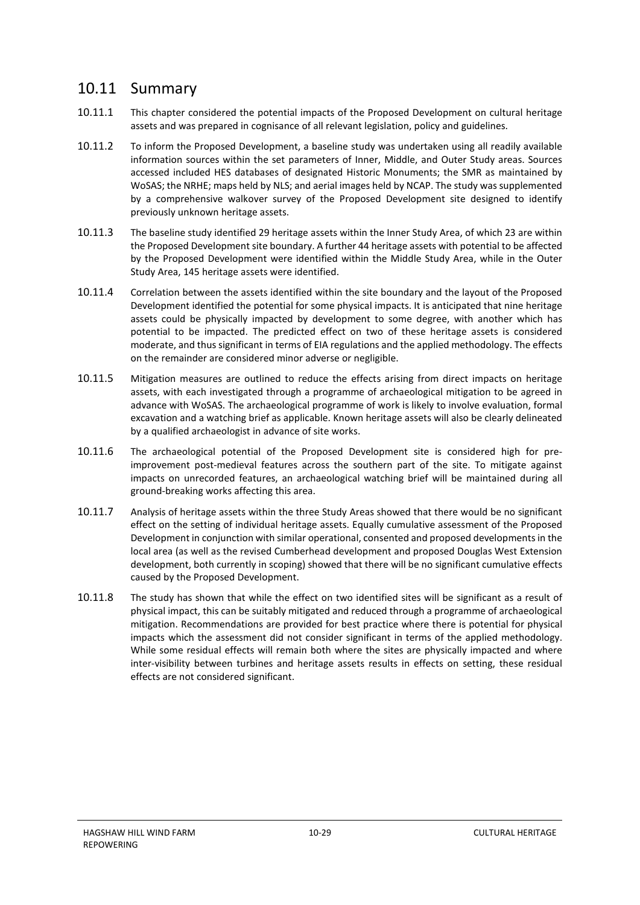## 10.11 Summary

10.11.1 This chapter considered the potential impacts of the Proposed Development on cultural heritage assets and was prepared in cognisance of all relevant legislation, policy and guidelines.

10.11.2 To inform the Proposed Development, a baseline study was undertaken using all readily available information sources within the set parameters of Inner, Middle, and Outer Study areas. Sources accessed included HES databases of designated Historic Monuments; the SMR as maintained by WoSAS; the NRHE; maps held by NLS; and aerial images held by NCAP. The study was supplemented by a comprehensive walkover survey of the Proposed Development site designed to identify previously unknown heritage assets.

10.11.3 The baseline study identified 29 heritage assets within the Inner Study Area, of which 23 are within the Proposed Development site boundary. A further 44 heritage assets with potential to be affected by the Proposed Development were identified within the Middle Study Area, while in the Outer Study Area, 145 heritage assets were identified.

10.11.4 Correlation between the assets identified within the site boundary and the layout of the Proposed Development identified the potential for some physical impacts. It is anticipated that nine heritage assets could be physically impacted by development to some degree, with another which has potential to be impacted. The predicted effect on two of these heritage assets is considered moderate, and thus significant in terms of EIA regulations and the applied methodology. The effects on the remainder are considered minor adverse or negligible.

10.11.5 Mitigation measures are outlined to reduce the effects arising from direct impacts on heritage assets, with each investigated through a programme of archaeological mitigation to be agreed in advance with WoSAS. The archaeological programme of work is likely to involve evaluation, formal excavation and a watching brief as applicable. Known heritage assets will also be clearly delineated by a qualified archaeologist in advance of site works.

10.11.6 The archaeological potential of the Proposed Development site is considered high for pre-improvement post-medieval features across the southern part of the site. To mitigate against impacts on unrecorded features, an archaeological watching brief will be maintained during all ground-breaking works affecting this area.

10.11.7 Analysis of heritage assets within the three Study Areas showed that there would be no significant effect on the setting of individual heritage assets. Equally cumulative assessment of the Proposed Development in conjunction with similar operational, consented and proposed developments in the local area (as well as the revised Cumberhead development and proposed Douglas West Extension development, both currently in scoping) showed that there will be no significant cumulative effects caused by the Proposed Development.

10.11.8 The study has shown that while the effect on two identified sites will be significant as a result of physical impact, this can be suitably mitigated and reduced through a programme of archaeological mitigation. Recommendations are provided for best practice where there is potential for physical impacts which the assessment did not consider significant in terms of the applied methodology. While some residual effects will remain both where the sites are physically impacted and where inter-visibility between turbines and heritage assets results in effects on setting, these residual effects are not considered significant.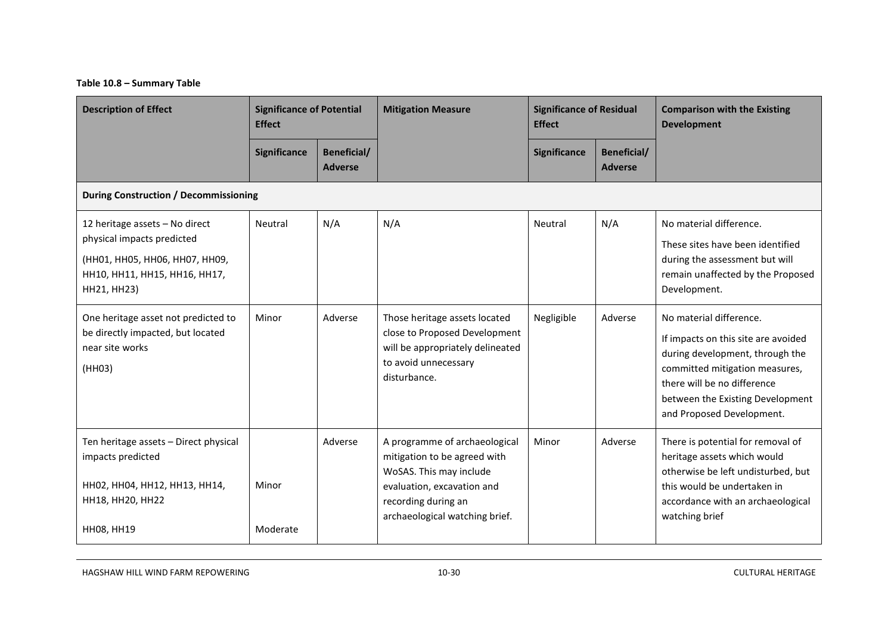**Table 10.8 – Summary Table**

| Description of Effect | Significance of Potential Effect | | Mitigation Measure | Significance of Residual Effect | | Comparison with the Existing Development |
|---|---|---|---|---|---|---|
| | Significance | Beneficial/ Adverse | | Significance | Beneficial/ Adverse | |
| **During Construction / Decommissioning** | | | | | | |
| 12 heritage assets – No direct physical impacts predicted<br><br>(HH01, HH05, HH06, HH07, HH09, HH10, HH11, HH15, HH16, HH17, HH21, HH23) | Neutral | N/A | N/A | Neutral | N/A | No material difference.<br><br>These sites have been identified during the assessment but will remain unaffected by the Proposed Development. |
| One heritage asset not predicted to be directly impacted, but located near site works<br><br>(HH03) | Minor | Adverse | Those heritage assets located close to Proposed Development will be appropriately delineated to avoid unnecessary disturbance. | Negligible | Adverse | No material difference.<br><br>If impacts on this site are avoided during development, through the committed mitigation measures, there will be no difference between the Existing Development and Proposed Development. |
| Ten heritage assets – Direct physical impacts predicted<br><br>HH02, HH04, HH12, HH13, HH14, HH18, HH20, HH22<br><br>HH08, HH19 | Minor<br><br>Moderate | Adverse | A programme of archaeological mitigation to be agreed with WoSAS. This may include evaluation, excavation and recording during an archaeological watching brief. | Minor | Adverse | There is potential for removal of heritage assets which would otherwise be left undisturbed, but this would be undertaken in accordance with an archaeological watching brief |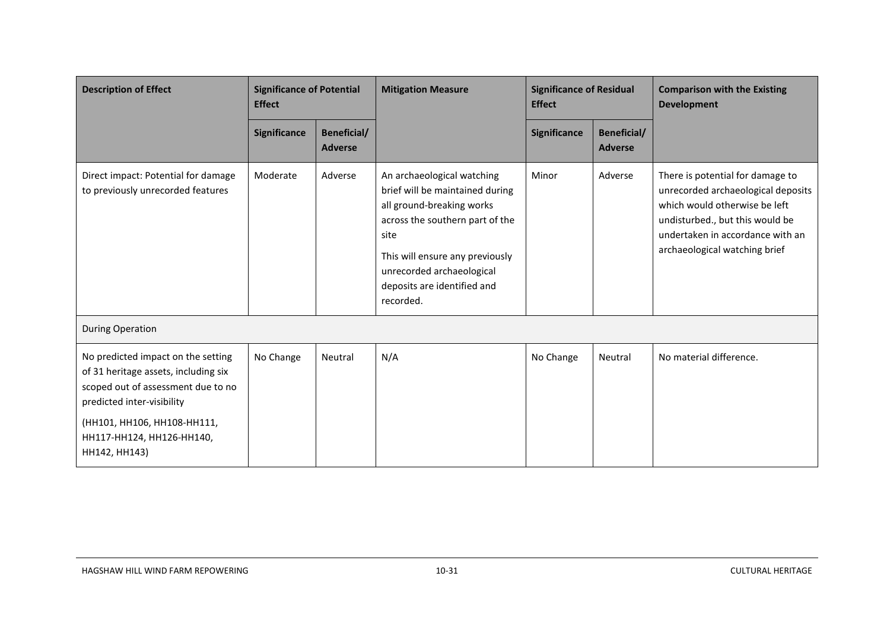| Description of Effect | Significance of Potential Effect | | Mitigation Measure | Significance of Residual Effect | | Comparison with the Existing Development |
|---|---|---|---|---|---|---|
| | Significance | Beneficial/ Adverse | | Significance | Beneficial/ Adverse | |
| Direct impact: Potential for damage to previously unrecorded features | Moderate | Adverse | An archaeological watching brief will be maintained during all ground-breaking works across the southern part of the site<br><br>This will ensure any previously unrecorded archaeological deposits are identified and recorded. | Minor | Adverse | There is potential for damage to unrecorded archaeological deposits which would otherwise be left undisturbed., but this would be undertaken in accordance with an archaeological watching brief |
| During Operation | | | | | | |
| No predicted impact on the setting of 31 heritage assets, including six scoped out of assessment due to no predicted inter-visibility<br><br>(HH101, HH106, HH108-HH111, HH117-HH124, HH126-HH140, HH142, HH143) | No Change | Neutral | N/A | No Change | Neutral | No material difference. |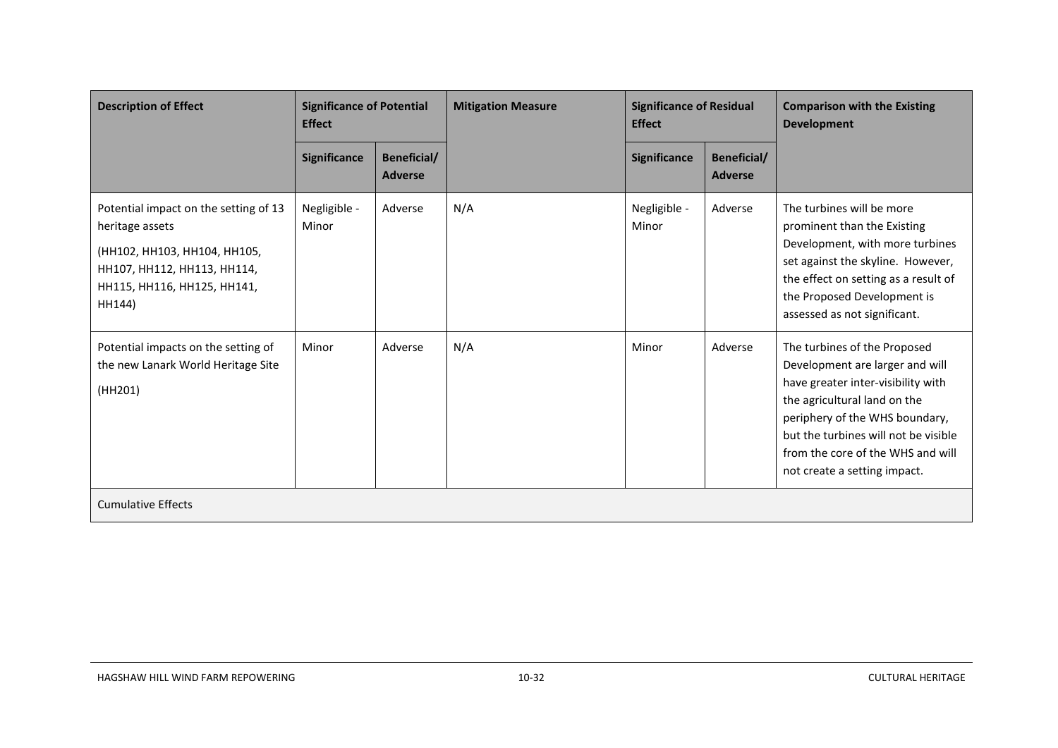| Description of Effect | Significance of Potential Effect | | Mitigation Measure | Significance of Residual Effect | | Comparison with the Existing Development |
|---|---|---|---|---|---|---|
| | Significance | Beneficial/ Adverse | | Significance | Beneficial/ Adverse | |
| Potential impact on the setting of 13 heritage assets (HH102, HH103, HH104, HH105, HH107, HH112, HH113, HH114, HH115, HH116, HH125, HH141, HH144) | Negligible - Minor | Adverse | N/A | Negligible - Minor | Adverse | The turbines will be more prominent than the Existing Development, with more turbines set against the skyline. However, the effect on setting as a result of the Proposed Development is assessed as not significant. |
| Potential impacts on the setting of the new Lanark World Heritage Site (HH201) | Minor | Adverse | N/A | Minor | Adverse | The turbines of the Proposed Development are larger and will have greater inter-visibility with the agricultural land on the periphery of the WHS boundary, but the turbines will not be visible from the core of the WHS and will not create a setting impact. |
| Cumulative Effects | | | | | | |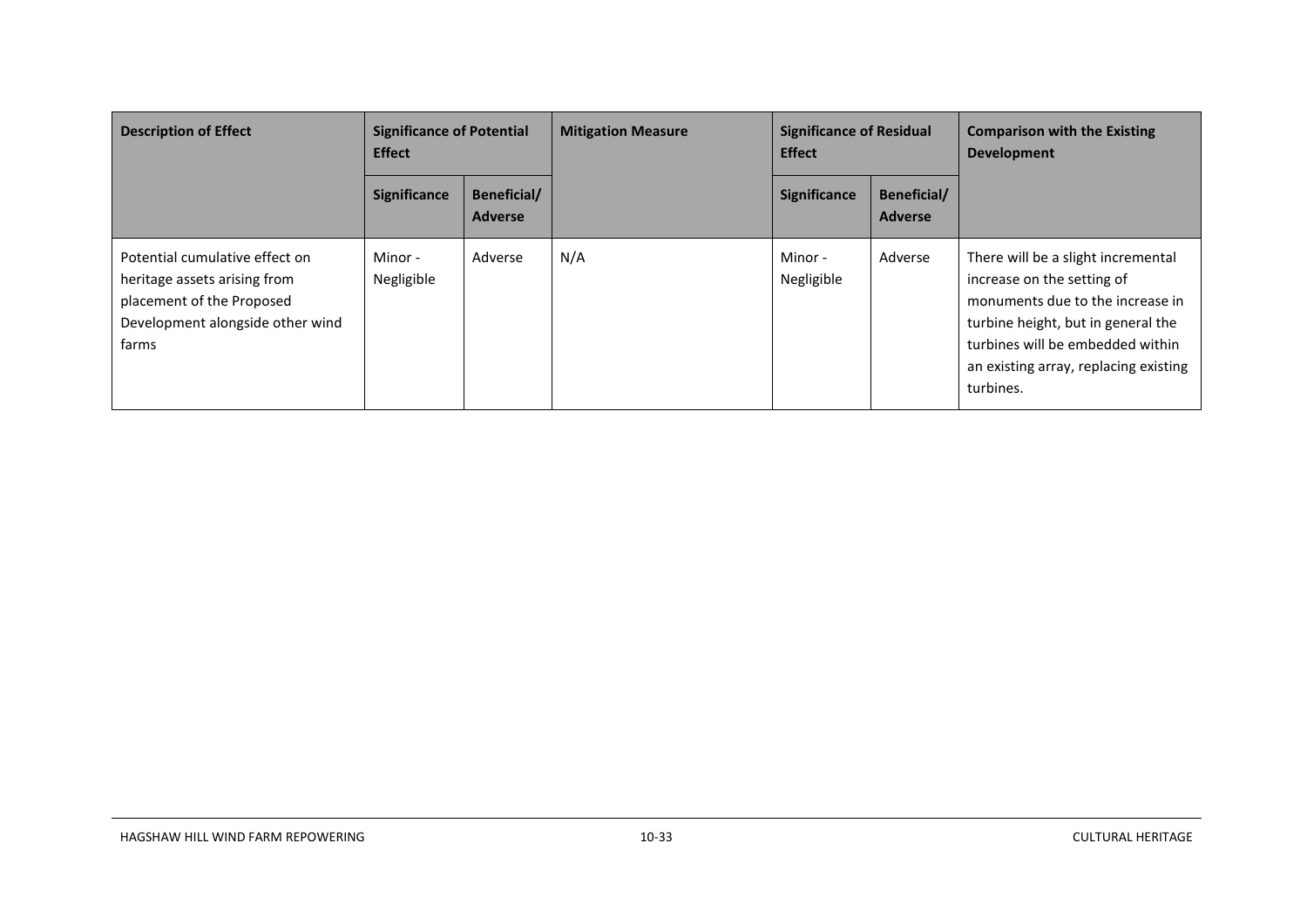| Description of Effect | Significance of Potential Effect | | Mitigation Measure | Significance of Residual Effect | | Comparison with the Existing Development |
|---|---|---|---|---|---|---|
| | Significance | Beneficial/ Adverse | | Significance | Beneficial/ Adverse | |
| Potential cumulative effect on heritage assets arising from placement of the Proposed Development alongside other wind farms | Minor - Negligible | Adverse | N/A | Minor - Negligible | Adverse | There will be a slight incremental increase on the setting of monuments due to the increase in turbine height, but in general the turbines will be embedded within an existing array, replacing existing turbines. |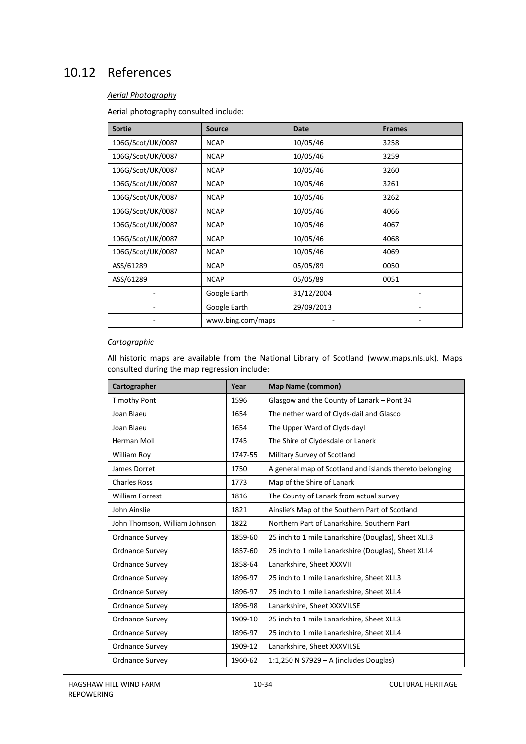## 10.12 References

*Aerial Photography*

Aerial photography consulted include:

| Sortie | Source | Date | Frames |
|---|---|---|---|
| 106G/Scot/UK/0087 | NCAP | 10/05/46 | 3258 |
| 106G/Scot/UK/0087 | NCAP | 10/05/46 | 3259 |
| 106G/Scot/UK/0087 | NCAP | 10/05/46 | 3260 |
| 106G/Scot/UK/0087 | NCAP | 10/05/46 | 3261 |
| 106G/Scot/UK/0087 | NCAP | 10/05/46 | 3262 |
| 106G/Scot/UK/0087 | NCAP | 10/05/46 | 4066 |
| 106G/Scot/UK/0087 | NCAP | 10/05/46 | 4067 |
| 106G/Scot/UK/0087 | NCAP | 10/05/46 | 4068 |
| 106G/Scot/UK/0087 | NCAP | 10/05/46 | 4069 |
| ASS/61289 | NCAP | 05/05/89 | 0050 |
| ASS/61289 | NCAP | 05/05/89 | 0051 |
| - | Google Earth | 31/12/2004 | - |
| - | Google Earth | 29/09/2013 | - |
| - | www.bing.com/maps | - | - |

*Cartographic*

All historic maps are available from the National Library of Scotland (www.maps.nls.uk). Maps consulted during the map regression include:

| Cartographer | Year | Map Name (common) |
|---|---|---|
| Timothy Pont | 1596 | Glasgow and the County of Lanark – Pont 34 |
| Joan Blaeu | 1654 | The nether ward of Clyds-dail and Glasco |
| Joan Blaeu | 1654 | The Upper Ward of Clyds-dayl |
| Herman Moll | 1745 | The Shire of Clydesdale or Lanerk |
| William Roy | 1747-55 | Military Survey of Scotland |
| James Dorret | 1750 | A general map of Scotland and islands thereto belonging |
| Charles Ross | 1773 | Map of the Shire of Lanark |
| William Forrest | 1816 | The County of Lanark from actual survey |
| John Ainslie | 1821 | Ainslie's Map of the Southern Part of Scotland |
| John Thomson, William Johnson | 1822 | Northern Part of Lanarkshire. Southern Part |
| Ordnance Survey | 1859-60 | 25 inch to 1 mile Lanarkshire (Douglas), Sheet XLI.3 |
| Ordnance Survey | 1857-60 | 25 inch to 1 mile Lanarkshire (Douglas), Sheet XLI.4 |
| Ordnance Survey | 1858-64 | Lanarkshire, Sheet XXXVII |
| Ordnance Survey | 1896-97 | 25 inch to 1 mile Lanarkshire, Sheet XLI.3 |
| Ordnance Survey | 1896-97 | 25 inch to 1 mile Lanarkshire, Sheet XLI.4 |
| Ordnance Survey | 1896-98 | Lanarkshire, Sheet XXXVII.SE |
| Ordnance Survey | 1909-10 | 25 inch to 1 mile Lanarkshire, Sheet XLI.3 |
| Ordnance Survey | 1896-97 | 25 inch to 1 mile Lanarkshire, Sheet XLI.4 |
| Ordnance Survey | 1909-12 | Lanarkshire, Sheet XXXVII.SE |
| Ordnance Survey | 1960-62 | 1:1,250 N S7929 – A (includes Douglas) |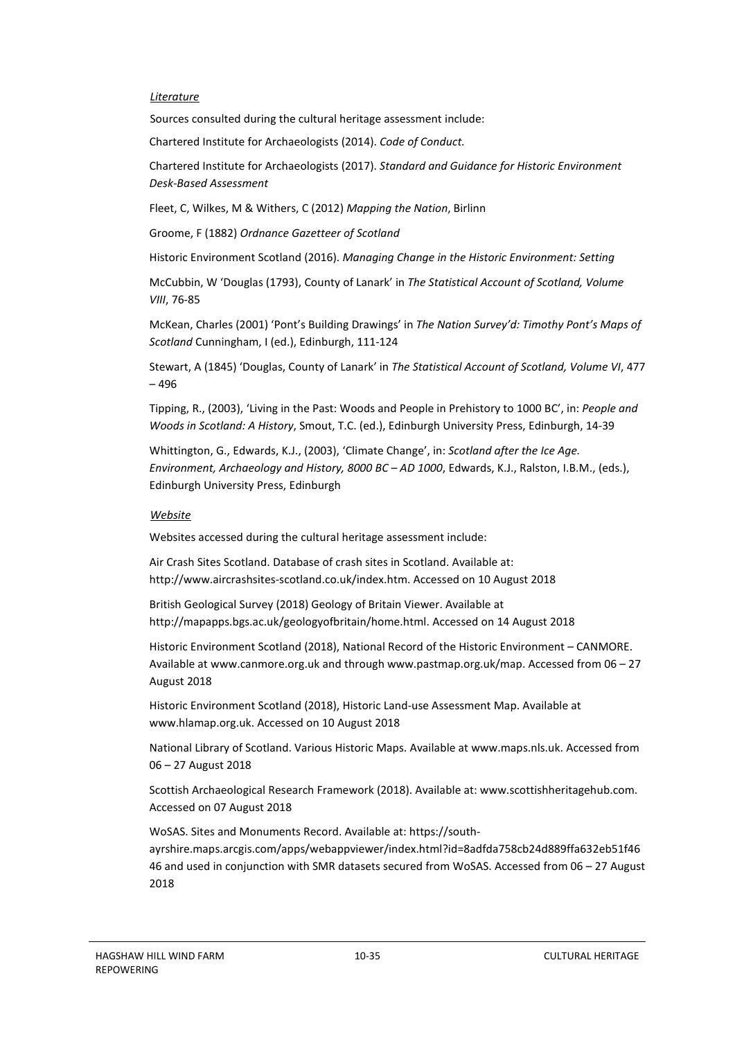*Literature*

Sources consulted during the cultural heritage assessment include:

Chartered Institute for Archaeologists (2014). *Code of Conduct.*

Chartered Institute for Archaeologists (2017). *Standard and Guidance for Historic Environment Desk-Based Assessment*

Fleet, C, Wilkes, M & Withers, C (2012) *Mapping the Nation*, Birlinn

Groome, F (1882) *Ordnance Gazetteer of Scotland*

Historic Environment Scotland (2016). *Managing Change in the Historic Environment: Setting*

McCubbin, W 'Douglas (1793), County of Lanark' in *The Statistical Account of Scotland, Volume VIII*, 76-85

McKean, Charles (2001) 'Pont's Building Drawings' in *The Nation Survey'd: Timothy Pont's Maps of Scotland* Cunningham, I (ed.), Edinburgh, 111-124

Stewart, A (1845) 'Douglas, County of Lanark' in *The Statistical Account of Scotland, Volume VI*, 477 – 496

Tipping, R., (2003), 'Living in the Past: Woods and People in Prehistory to 1000 BC', in: *People and Woods in Scotland: A History*, Smout, T.C. (ed.), Edinburgh University Press, Edinburgh, 14-39

Whittington, G., Edwards, K.J., (2003), 'Climate Change', in: *Scotland after the Ice Age. Environment, Archaeology and History, 8000 BC – AD 1000*, Edwards, K.J., Ralston, I.B.M., (eds.), Edinburgh University Press, Edinburgh

*Website*

Websites accessed during the cultural heritage assessment include:

Air Crash Sites Scotland. Database of crash sites in Scotland. Available at: http://www.aircrashsites-scotland.co.uk/index.htm. Accessed on 10 August 2018

British Geological Survey (2018) Geology of Britain Viewer. Available at http://mapapps.bgs.ac.uk/geologyofbritain/home.html. Accessed on 14 August 2018

Historic Environment Scotland (2018), National Record of the Historic Environment – CANMORE. Available at www.canmore.org.uk and through www.pastmap.org.uk/map. Accessed from 06 – 27 August 2018

Historic Environment Scotland (2018), Historic Land-use Assessment Map. Available at www.hlamap.org.uk. Accessed on 10 August 2018

National Library of Scotland. Various Historic Maps. Available at www.maps.nls.uk. Accessed from 06 – 27 August 2018

Scottish Archaeological Research Framework (2018). Available at: www.scottishheritagehub.com. Accessed on 07 August 2018

WoSAS. Sites and Monuments Record. Available at: https://south-ayrshire.maps.arcgis.com/apps/webappviewer/index.html?id=8adfda758cb24d889ffa632eb51f4646 and used in conjunction with SMR datasets secured from WoSAS. Accessed from 06 – 27 August 2018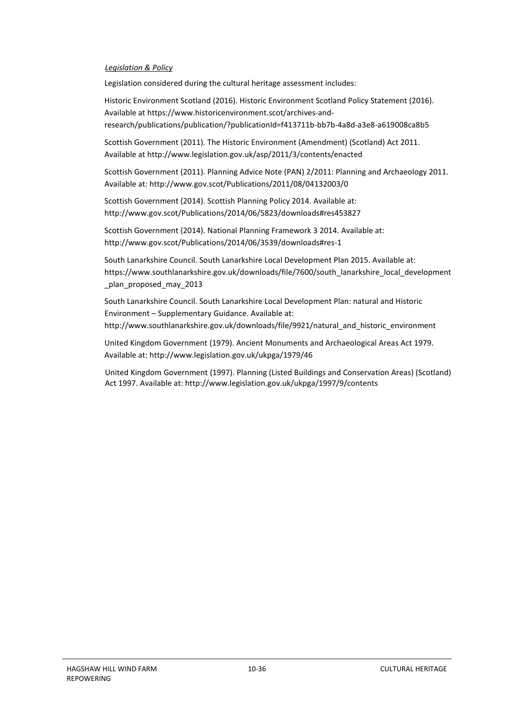*Legislation & Policy*

Legislation considered during the cultural heritage assessment includes:

Historic Environment Scotland (2016). Historic Environment Scotland Policy Statement (2016). Available at https://www.historicenvironment.scot/archives-and-research/publications/publication/?publicationId=f413711b-bb7b-4a8d-a3e8-a619008ca8b5

Scottish Government (2011). The Historic Environment (Amendment) (Scotland) Act 2011. Available at http://www.legislation.gov.uk/asp/2011/3/contents/enacted

Scottish Government (2011). Planning Advice Note (PAN) 2/2011: Planning and Archaeology 2011. Available at: http://www.gov.scot/Publications/2011/08/04132003/0

Scottish Government (2014). Scottish Planning Policy 2014. Available at: http://www.gov.scot/Publications/2014/06/5823/downloads#res453827

Scottish Government (2014). National Planning Framework 3 2014. Available at: http://www.gov.scot/Publications/2014/06/3539/downloads#res-1

South Lanarkshire Council. South Lanarkshire Local Development Plan 2015. Available at: https://www.southlanarkshire.gov.uk/downloads/file/7600/south_lanarkshire_local_development_plan_proposed_may_2013

South Lanarkshire Council. South Lanarkshire Local Development Plan: natural and Historic Environment – Supplementary Guidance. Available at: http://www.southlanarkshire.gov.uk/downloads/file/9921/natural_and_historic_environment

United Kingdom Government (1979). Ancient Monuments and Archaeological Areas Act 1979. Available at: http://www.legislation.gov.uk/ukpga/1979/46

United Kingdom Government (1997). Planning (Listed Buildings and Conservation Areas) (Scotland) Act 1997. Available at: http://www.legislation.gov.uk/ukpga/1997/9/contents